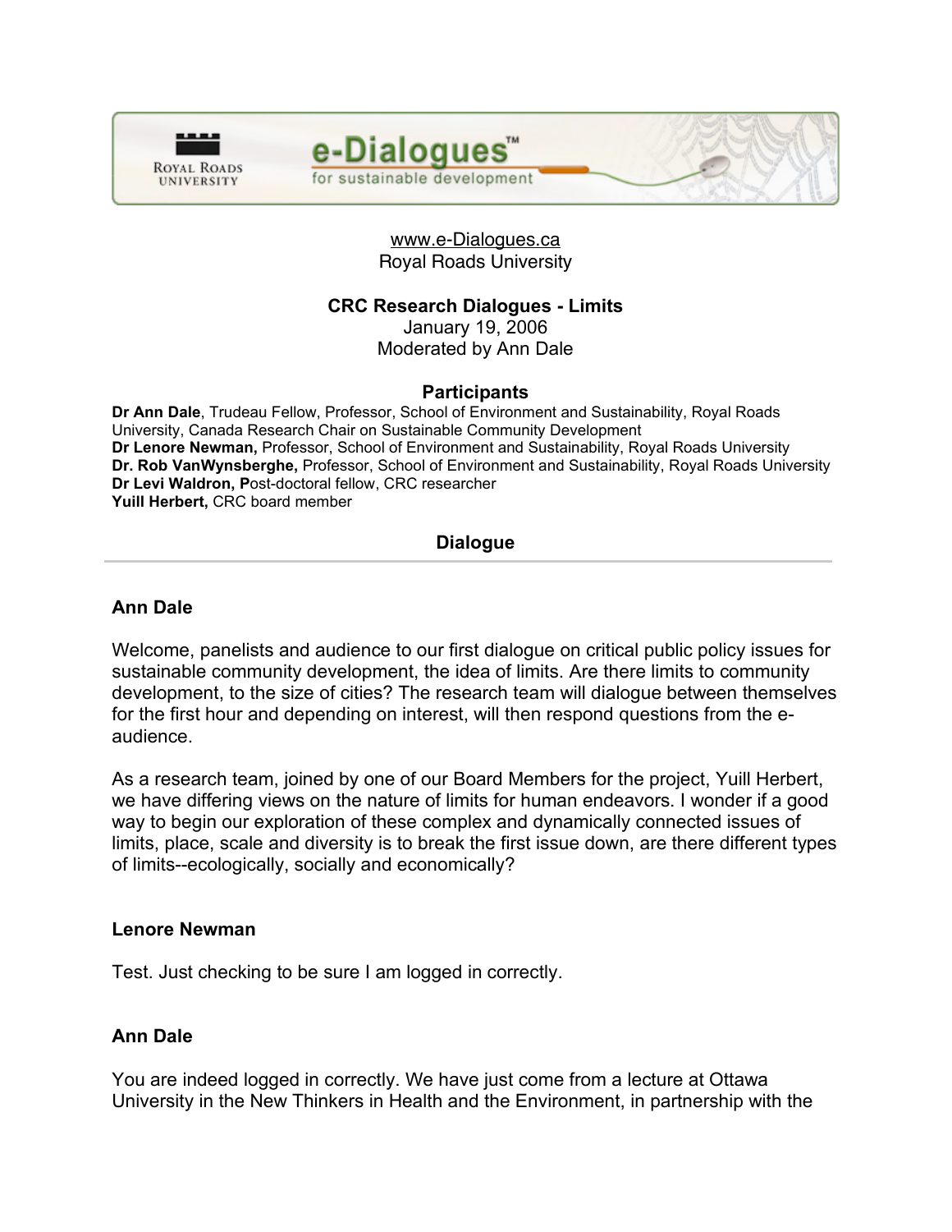www.e-Dialogues.ca
Royal Roads University

## CRC Research Dialogues - Limits

January 19, 2006
Moderated by Ann Dale

### Participants

**Dr Ann Dale**, Trudeau Fellow, Professor, School of Environment and Sustainability, Royal Roads University, Canada Research Chair on Sustainable Community Development
**Dr Lenore Newman,** Professor, School of Environment and Sustainability, Royal Roads University
**Dr. Rob VanWynsberghe,** Professor, School of Environment and Sustainability, Royal Roads University
**Dr Levi Waldron, P**ost-doctoral fellow, CRC researcher
**Yuill Herbert,** CRC board member

### Dialogue

**Ann Dale**

Welcome, panelists and audience to our first dialogue on critical public policy issues for sustainable community development, the idea of limits. Are there limits to community development, to the size of cities? The research team will dialogue between themselves for the first hour and depending on interest, will then respond questions from the e-audience.

As a research team, joined by one of our Board Members for the project, Yuill Herbert, we have differing views on the nature of limits for human endeavors. I wonder if a good way to begin our exploration of these complex and dynamically connected issues of limits, place, scale and diversity is to break the first issue down, are there different types of limits--ecologically, socially and economically?

**Lenore Newman**

Test. Just checking to be sure I am logged in correctly.

**Ann Dale**

You are indeed logged in correctly. We have just come from a lecture at Ottawa University in the New Thinkers in Health and the Environment, in partnership with the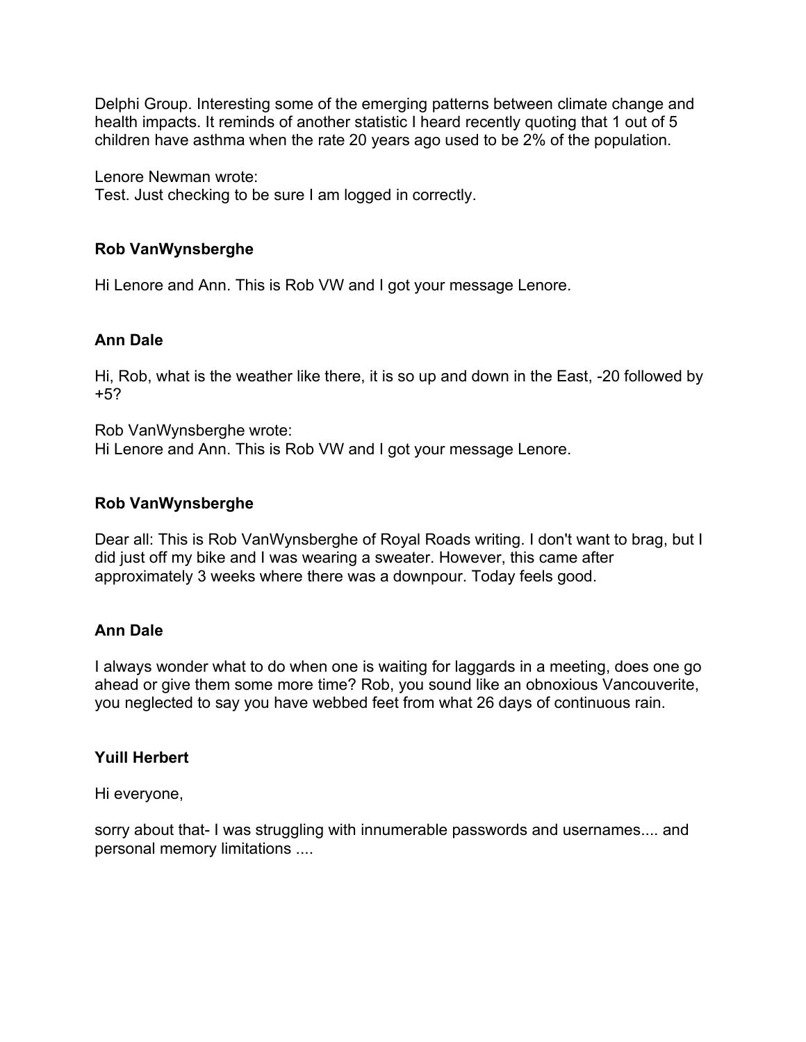Delphi Group. Interesting some of the emerging patterns between climate change and health impacts. It reminds of another statistic I heard recently quoting that 1 out of 5 children have asthma when the rate 20 years ago used to be 2% of the population.

Lenore Newman wrote:
Test. Just checking to be sure I am logged in correctly.

**Rob VanWynsberghe**

Hi Lenore and Ann. This is Rob VW and I got your message Lenore.

**Ann Dale**

Hi, Rob, what is the weather like there, it is so up and down in the East, -20 followed by +5?

Rob VanWynsberghe wrote:
Hi Lenore and Ann. This is Rob VW and I got your message Lenore.

**Rob VanWynsberghe**

Dear all: This is Rob VanWynsberghe of Royal Roads writing. I don't want to brag, but I did just off my bike and I was wearing a sweater. However, this came after approximately 3 weeks where there was a downpour. Today feels good.

**Ann Dale**

I always wonder what to do when one is waiting for laggards in a meeting, does one go ahead or give them some more time? Rob, you sound like an obnoxious Vancouverite, you neglected to say you have webbed feet from what 26 days of continuous rain.

**Yuill Herbert**

Hi everyone,

sorry about that- I was struggling with innumerable passwords and usernames.... and personal memory limitations ....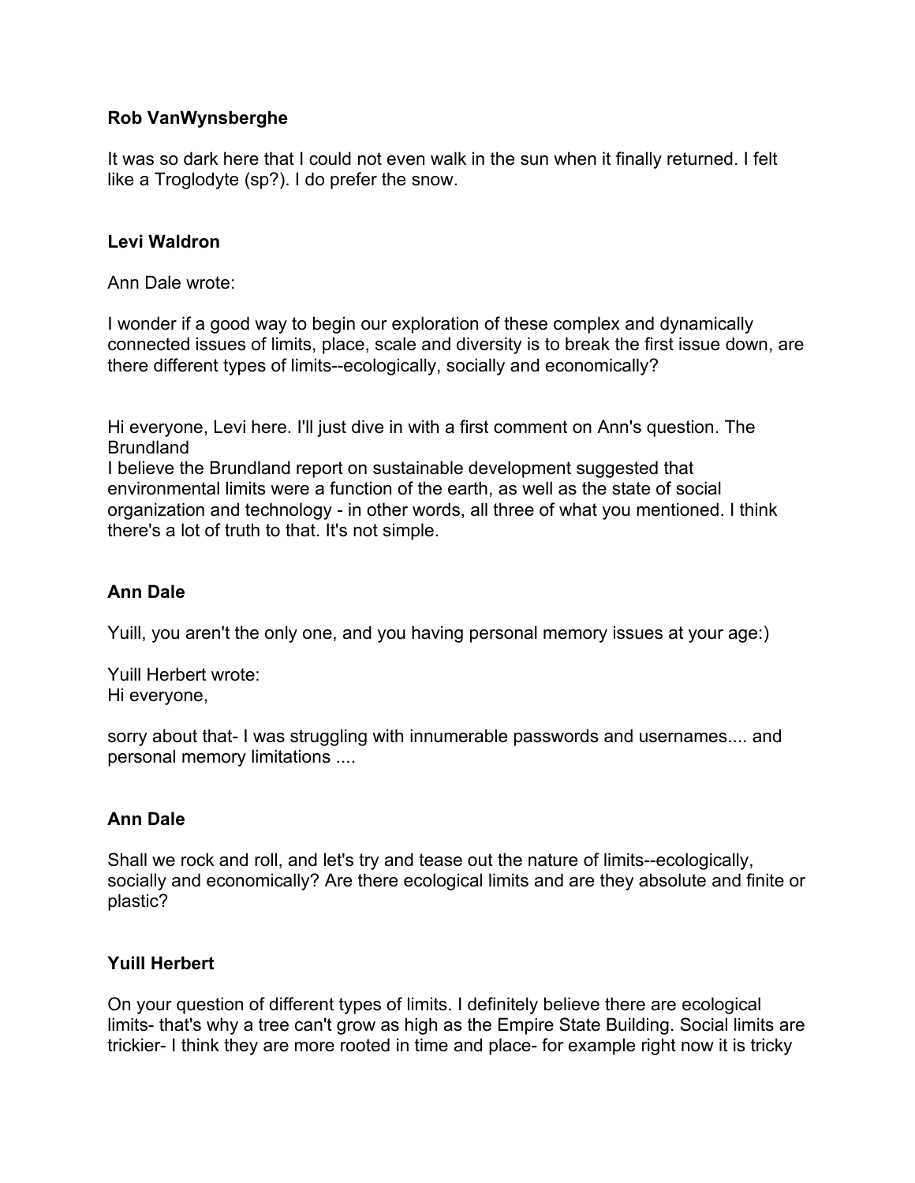**Rob VanWynsberghe**

It was so dark here that I could not even walk in the sun when it finally returned. I felt like a Troglodyte (sp?). I do prefer the snow.

**Levi Waldron**

Ann Dale wrote:

I wonder if a good way to begin our exploration of these complex and dynamically connected issues of limits, place, scale and diversity is to break the first issue down, are there different types of limits--ecologically, socially and economically?

Hi everyone, Levi here. I'll just dive in with a first comment on Ann's question. The Brundland
I believe the Brundland report on sustainable development suggested that environmental limits were a function of the earth, as well as the state of social organization and technology - in other words, all three of what you mentioned. I think there's a lot of truth to that. It's not simple.

**Ann Dale**

Yuill, you aren't the only one, and you having personal memory issues at your age:)

Yuill Herbert wrote:
Hi everyone,

sorry about that- I was struggling with innumerable passwords and usernames.... and personal memory limitations ....

**Ann Dale**

Shall we rock and roll, and let's try and tease out the nature of limits--ecologically, socially and economically? Are there ecological limits and are they absolute and finite or plastic?

**Yuill Herbert**

On your question of different types of limits. I definitely believe there are ecological limits- that's why a tree can't grow as high as the Empire State Building. Social limits are trickier- I think they are more rooted in time and place- for example right now it is tricky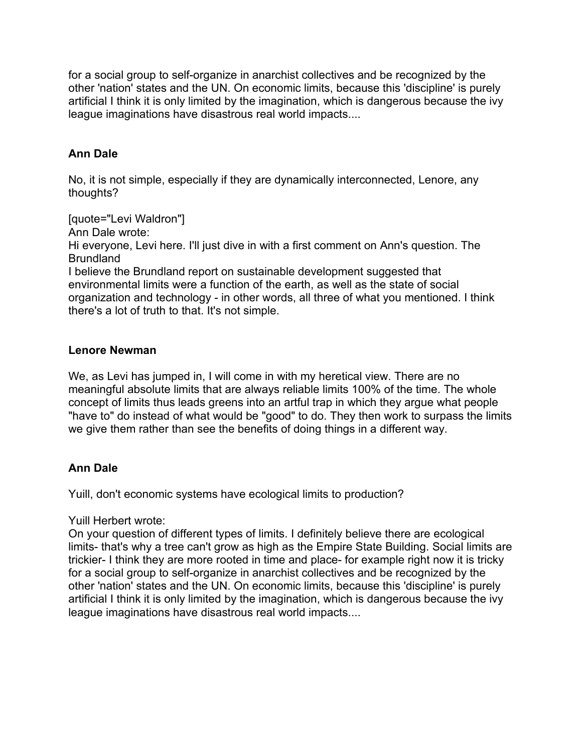for a social group to self-organize in anarchist collectives and be recognized by the other 'nation' states and the UN. On economic limits, because this 'discipline' is purely artificial I think it is only limited by the imagination, which is dangerous because the ivy league imaginations have disastrous real world impacts....

**Ann Dale**

No, it is not simple, especially if they are dynamically interconnected, Lenore, any thoughts?

[quote="Levi Waldron"]
Ann Dale wrote:
Hi everyone, Levi here. I'll just dive in with a first comment on Ann's question. The Brundland
I believe the Brundland report on sustainable development suggested that environmental limits were a function of the earth, as well as the state of social organization and technology - in other words, all three of what you mentioned. I think there's a lot of truth to that. It's not simple.

**Lenore Newman**

We, as Levi has jumped in, I will come in with my heretical view. There are no meaningful absolute limits that are always reliable limits 100% of the time. The whole concept of limits thus leads greens into an artful trap in which they argue what people "have to" do instead of what would be "good" to do. They then work to surpass the limits we give them rather than see the benefits of doing things in a different way.

**Ann Dale**

Yuill, don't economic systems have ecological limits to production?

Yuill Herbert wrote:
On your question of different types of limits. I definitely believe there are ecological limits- that's why a tree can't grow as high as the Empire State Building. Social limits are trickier- I think they are more rooted in time and place- for example right now it is tricky for a social group to self-organize in anarchist collectives and be recognized by the other 'nation' states and the UN. On economic limits, because this 'discipline' is purely artificial I think it is only limited by the imagination, which is dangerous because the ivy league imaginations have disastrous real world impacts....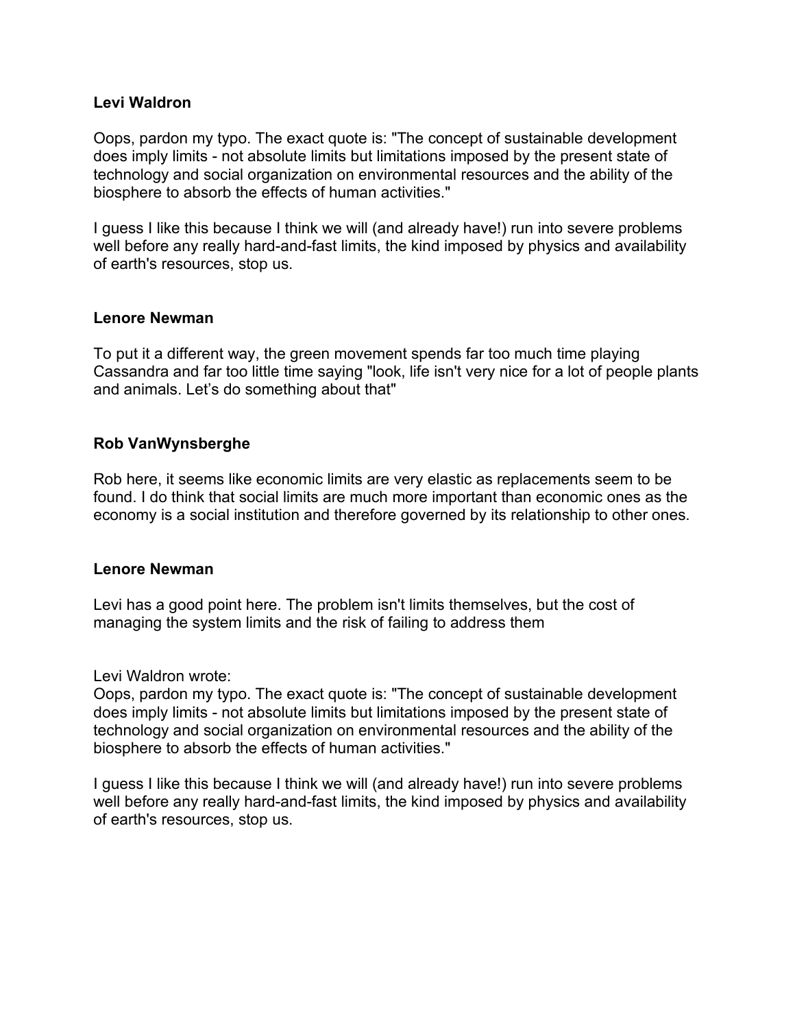**Levi Waldron**

Oops, pardon my typo. The exact quote is: "The concept of sustainable development does imply limits - not absolute limits but limitations imposed by the present state of technology and social organization on environmental resources and the ability of the biosphere to absorb the effects of human activities."

I guess I like this because I think we will (and already have!) run into severe problems well before any really hard-and-fast limits, the kind imposed by physics and availability of earth's resources, stop us.

**Lenore Newman**

To put it a different way, the green movement spends far too much time playing Cassandra and far too little time saying "look, life isn't very nice for a lot of people plants and animals. Let’s do something about that"

**Rob VanWynsberghe**

Rob here, it seems like economic limits are very elastic as replacements seem to be found. I do think that social limits are much more important than economic ones as the economy is a social institution and therefore governed by its relationship to other ones.

**Lenore Newman**

Levi has a good point here. The problem isn't limits themselves, but the cost of managing the system limits and the risk of failing to address them

Levi Waldron wrote:
Oops, pardon my typo. The exact quote is: "The concept of sustainable development does imply limits - not absolute limits but limitations imposed by the present state of technology and social organization on environmental resources and the ability of the biosphere to absorb the effects of human activities."

I guess I like this because I think we will (and already have!) run into severe problems well before any really hard-and-fast limits, the kind imposed by physics and availability of earth's resources, stop us.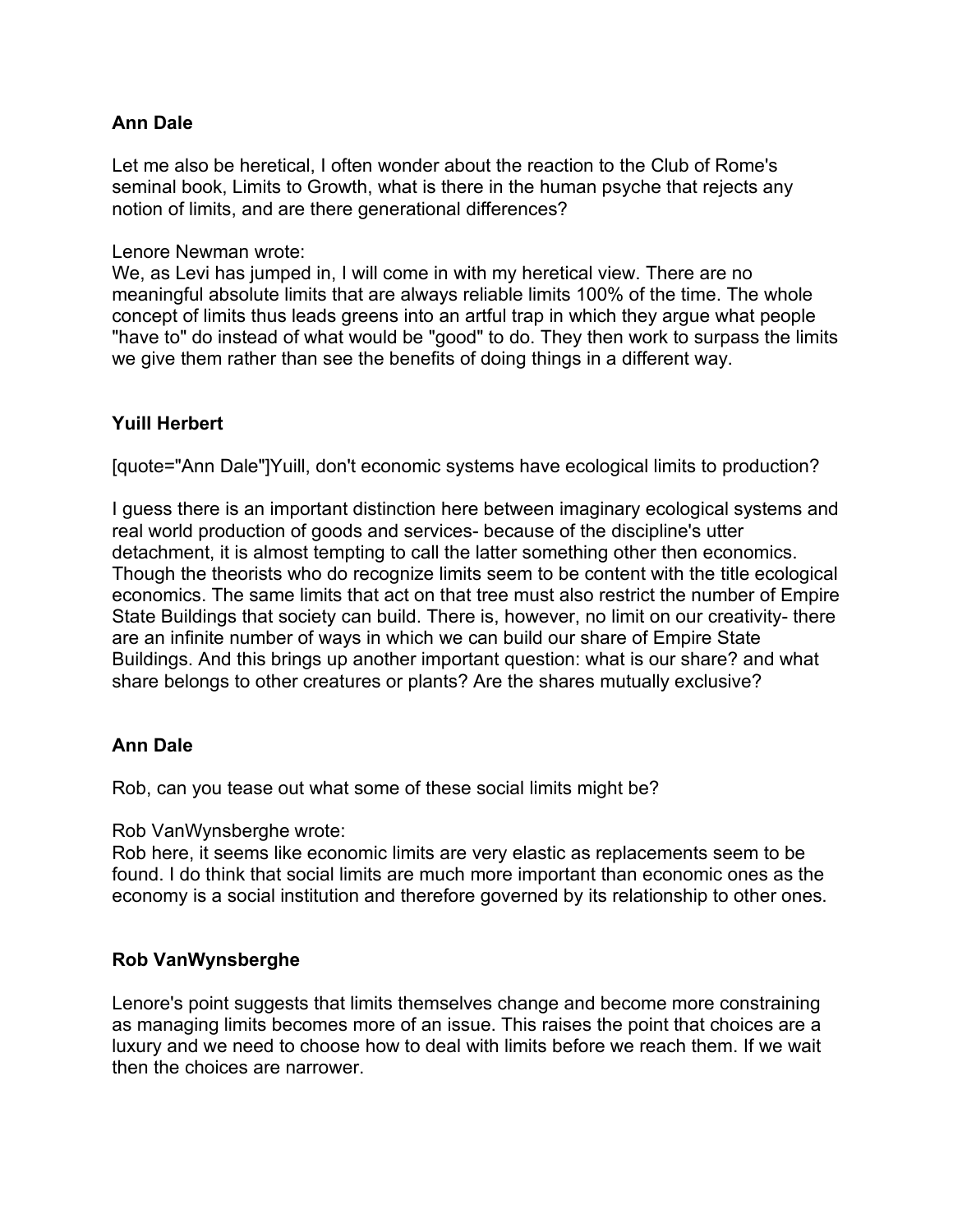**Ann Dale**

Let me also be heretical, I often wonder about the reaction to the Club of Rome's seminal book, Limits to Growth, what is there in the human psyche that rejects any notion of limits, and are there generational differences?

Lenore Newman wrote:
We, as Levi has jumped in, I will come in with my heretical view. There are no meaningful absolute limits that are always reliable limits 100% of the time. The whole concept of limits thus leads greens into an artful trap in which they argue what people "have to" do instead of what would be "good" to do. They then work to surpass the limits we give them rather than see the benefits of doing things in a different way.

**Yuill Herbert**

[quote="Ann Dale"]Yuill, don't economic systems have ecological limits to production?

I guess there is an important distinction here between imaginary ecological systems and real world production of goods and services- because of the discipline's utter detachment, it is almost tempting to call the latter something other then economics. Though the theorists who do recognize limits seem to be content with the title ecological economics. The same limits that act on that tree must also restrict the number of Empire State Buildings that society can build. There is, however, no limit on our creativity- there are an infinite number of ways in which we can build our share of Empire State Buildings. And this brings up another important question: what is our share? and what share belongs to other creatures or plants? Are the shares mutually exclusive?

**Ann Dale**

Rob, can you tease out what some of these social limits might be?

Rob VanWynsberghe wrote:
Rob here, it seems like economic limits are very elastic as replacements seem to be found. I do think that social limits are much more important than economic ones as the economy is a social institution and therefore governed by its relationship to other ones.

**Rob VanWynsberghe**

Lenore's point suggests that limits themselves change and become more constraining as managing limits becomes more of an issue. This raises the point that choices are a luxury and we need to choose how to deal with limits before we reach them. If we wait then the choices are narrower.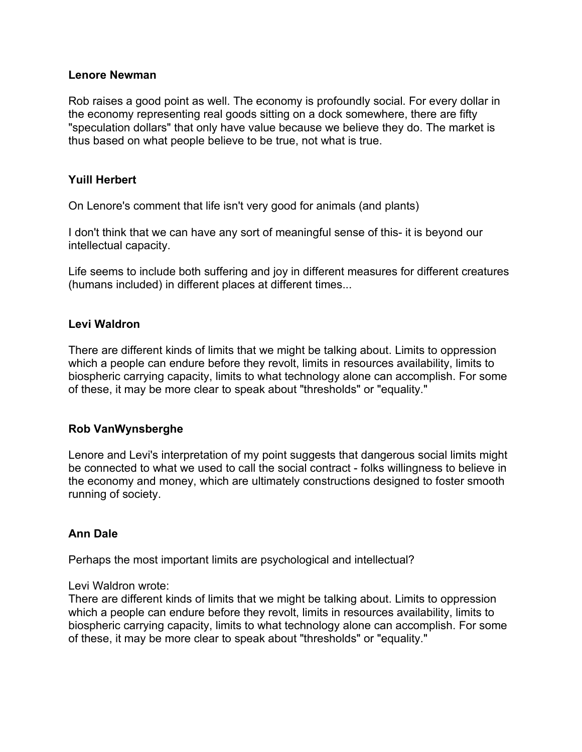**Lenore Newman**

Rob raises a good point as well. The economy is profoundly social. For every dollar in the economy representing real goods sitting on a dock somewhere, there are fifty "speculation dollars" that only have value because we believe they do. The market is thus based on what people believe to be true, not what is true.

**Yuill Herbert**

On Lenore's comment that life isn't very good for animals (and plants)

I don't think that we can have any sort of meaningful sense of this- it is beyond our intellectual capacity.

Life seems to include both suffering and joy in different measures for different creatures (humans included) in different places at different times...

**Levi Waldron**

There are different kinds of limits that we might be talking about. Limits to oppression which a people can endure before they revolt, limits in resources availability, limits to biospheric carrying capacity, limits to what technology alone can accomplish. For some of these, it may be more clear to speak about "thresholds" or "equality."

**Rob VanWynsberghe**

Lenore and Levi's interpretation of my point suggests that dangerous social limits might be connected to what we used to call the social contract - folks willingness to believe in the economy and money, which are ultimately constructions designed to foster smooth running of society.

**Ann Dale**

Perhaps the most important limits are psychological and intellectual?

Levi Waldron wrote:
There are different kinds of limits that we might be talking about. Limits to oppression which a people can endure before they revolt, limits in resources availability, limits to biospheric carrying capacity, limits to what technology alone can accomplish. For some of these, it may be more clear to speak about "thresholds" or "equality."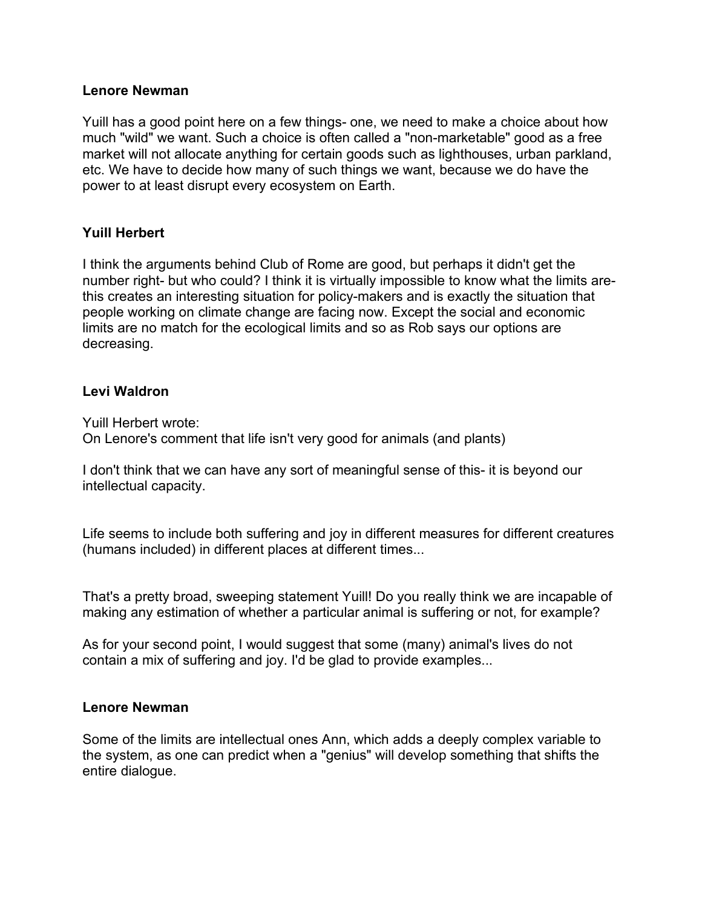**Lenore Newman**

Yuill has a good point here on a few things- one, we need to make a choice about how much "wild" we want. Such a choice is often called a "non-marketable" good as a free market will not allocate anything for certain goods such as lighthouses, urban parkland, etc. We have to decide how many of such things we want, because we do have the power to at least disrupt every ecosystem on Earth.

**Yuill Herbert**

I think the arguments behind Club of Rome are good, but perhaps it didn't get the number right- but who could? I think it is virtually impossible to know what the limits are- this creates an interesting situation for policy-makers and is exactly the situation that people working on climate change are facing now. Except the social and economic limits are no match for the ecological limits and so as Rob says our options are decreasing.

**Levi Waldron**

Yuill Herbert wrote:
On Lenore's comment that life isn't very good for animals (and plants)

I don't think that we can have any sort of meaningful sense of this- it is beyond our intellectual capacity.

Life seems to include both suffering and joy in different measures for different creatures (humans included) in different places at different times...

That's a pretty broad, sweeping statement Yuill! Do you really think we are incapable of making any estimation of whether a particular animal is suffering or not, for example?

As for your second point, I would suggest that some (many) animal's lives do not contain a mix of suffering and joy. I'd be glad to provide examples...

**Lenore Newman**

Some of the limits are intellectual ones Ann, which adds a deeply complex variable to the system, as one can predict when a "genius" will develop something that shifts the entire dialogue.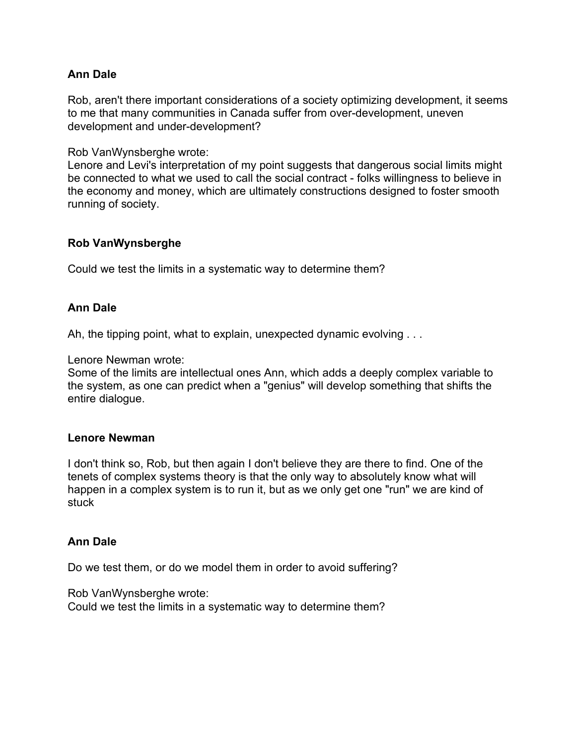**Ann Dale**

Rob, aren't there important considerations of a society optimizing development, it seems to me that many communities in Canada suffer from over-development, uneven development and under-development?

Rob VanWynsberghe wrote:
Lenore and Levi's interpretation of my point suggests that dangerous social limits might be connected to what we used to call the social contract - folks willingness to believe in the economy and money, which are ultimately constructions designed to foster smooth running of society.

**Rob VanWynsberghe**

Could we test the limits in a systematic way to determine them?

**Ann Dale**

Ah, the tipping point, what to explain, unexpected dynamic evolving . . .

Lenore Newman wrote:
Some of the limits are intellectual ones Ann, which adds a deeply complex variable to the system, as one can predict when a "genius" will develop something that shifts the entire dialogue.

**Lenore Newman**

I don't think so, Rob, but then again I don't believe they are there to find. One of the tenets of complex systems theory is that the only way to absolutely know what will happen in a complex system is to run it, but as we only get one "run" we are kind of stuck

**Ann Dale**

Do we test them, or do we model them in order to avoid suffering?

Rob VanWynsberghe wrote:
Could we test the limits in a systematic way to determine them?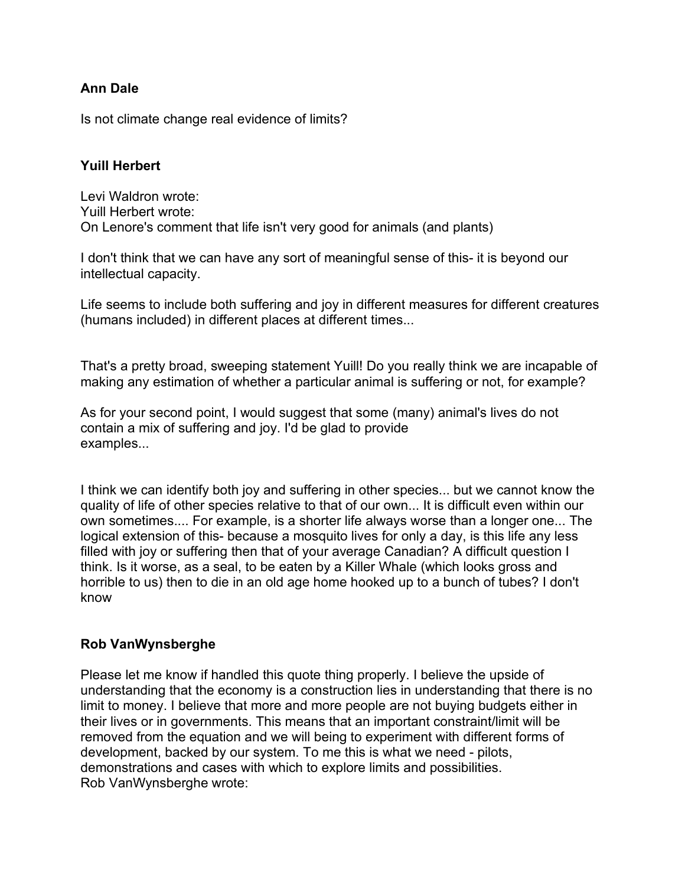**Ann Dale**

Is not climate change real evidence of limits?

**Yuill Herbert**

Levi Waldron wrote:
Yuill Herbert wrote:
On Lenore's comment that life isn't very good for animals (and plants)

I don't think that we can have any sort of meaningful sense of this- it is beyond our intellectual capacity.

Life seems to include both suffering and joy in different measures for different creatures (humans included) in different places at different times...

That's a pretty broad, sweeping statement Yuill! Do you really think we are incapable of making any estimation of whether a particular animal is suffering or not, for example?

As for your second point, I would suggest that some (many) animal's lives do not contain a mix of suffering and joy. I'd be glad to provide examples...

I think we can identify both joy and suffering in other species... but we cannot know the quality of life of other species relative to that of our own... It is difficult even within our own sometimes.... For example, is a shorter life always worse than a longer one... The logical extension of this- because a mosquito lives for only a day, is this life any less filled with joy or suffering then that of your average Canadian? A difficult question I think. Is it worse, as a seal, to be eaten by a Killer Whale (which looks gross and horrible to us) then to die in an old age home hooked up to a bunch of tubes? I don't know

**Rob VanWynsberghe**

Please let me know if handled this quote thing properly. I believe the upside of understanding that the economy is a construction lies in understanding that there is no limit to money. I believe that more and more people are not buying budgets either in their lives or in governments. This means that an important constraint/limit will be removed from the equation and we will being to experiment with different forms of development, backed by our system. To me this is what we need - pilots, demonstrations and cases with which to explore limits and possibilities.
Rob VanWynsberghe wrote: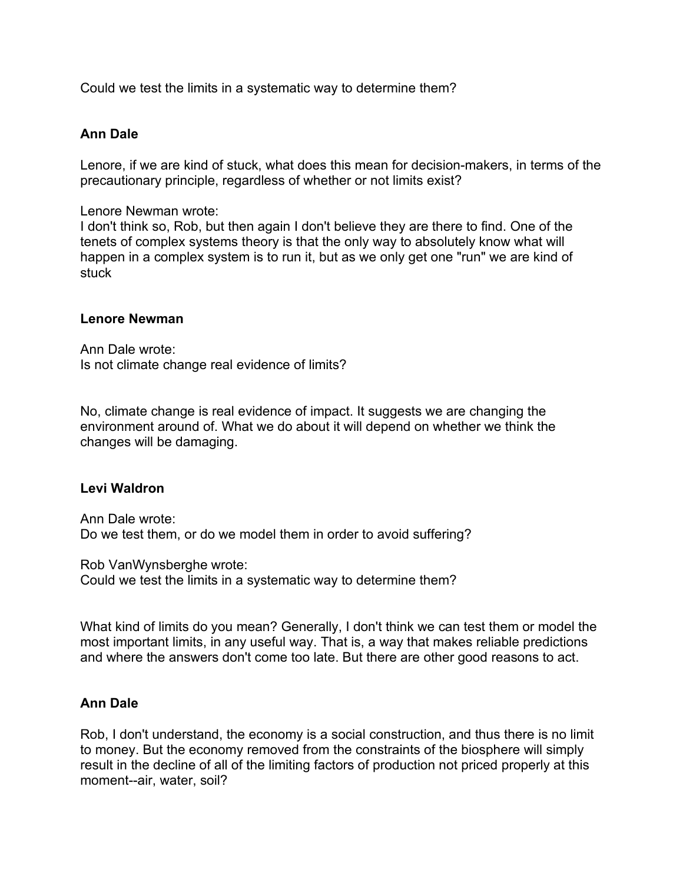Could we test the limits in a systematic way to determine them?

**Ann Dale**

Lenore, if we are kind of stuck, what does this mean for decision-makers, in terms of the precautionary principle, regardless of whether or not limits exist?

Lenore Newman wrote:
I don't think so, Rob, but then again I don't believe they are there to find. One of the tenets of complex systems theory is that the only way to absolutely know what will happen in a complex system is to run it, but as we only get one "run" we are kind of stuck

**Lenore Newman**

Ann Dale wrote:
Is not climate change real evidence of limits?

No, climate change is real evidence of impact. It suggests we are changing the environment around of. What we do about it will depend on whether we think the changes will be damaging.

**Levi Waldron**

Ann Dale wrote:
Do we test them, or do we model them in order to avoid suffering?

Rob VanWynsberghe wrote:
Could we test the limits in a systematic way to determine them?

What kind of limits do you mean? Generally, I don't think we can test them or model the most important limits, in any useful way. That is, a way that makes reliable predictions and where the answers don't come too late. But there are other good reasons to act.

**Ann Dale**

Rob, I don't understand, the economy is a social construction, and thus there is no limit to money. But the economy removed from the constraints of the biosphere will simply result in the decline of all of the limiting factors of production not priced properly at this moment--air, water, soil?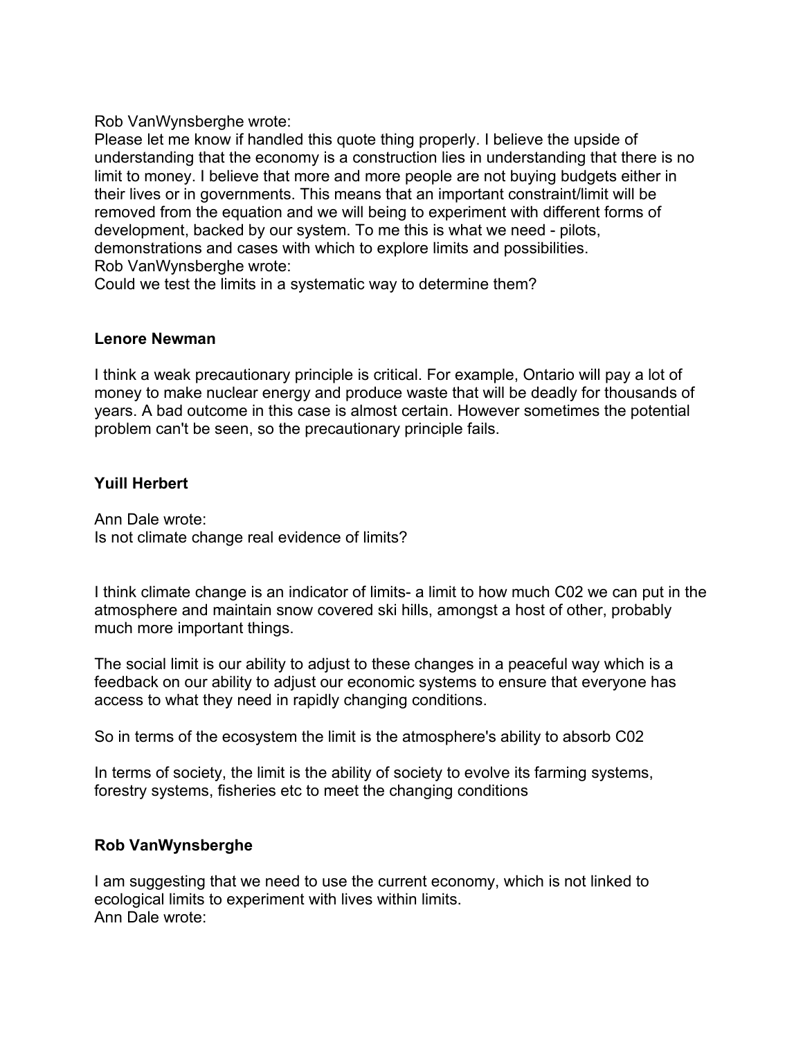Rob VanWynsberghe wrote:
Please let me know if handled this quote thing properly. I believe the upside of understanding that the economy is a construction lies in understanding that there is no limit to money. I believe that more and more people are not buying budgets either in their lives or in governments. This means that an important constraint/limit will be removed from the equation and we will being to experiment with different forms of development, backed by our system. To me this is what we need - pilots, demonstrations and cases with which to explore limits and possibilities.
Rob VanWynsberghe wrote:
Could we test the limits in a systematic way to determine them?

**Lenore Newman**

I think a weak precautionary principle is critical. For example, Ontario will pay a lot of money to make nuclear energy and produce waste that will be deadly for thousands of years. A bad outcome in this case is almost certain. However sometimes the potential problem can't be seen, so the precautionary principle fails.

**Yuill Herbert**

Ann Dale wrote:
Is not climate change real evidence of limits?

I think climate change is an indicator of limits- a limit to how much C02 we can put in the atmosphere and maintain snow covered ski hills, amongst a host of other, probably much more important things.

The social limit is our ability to adjust to these changes in a peaceful way which is a feedback on our ability to adjust our economic systems to ensure that everyone has access to what they need in rapidly changing conditions.

So in terms of the ecosystem the limit is the atmosphere's ability to absorb C02

In terms of society, the limit is the ability of society to evolve its farming systems, forestry systems, fisheries etc to meet the changing conditions

**Rob VanWynsberghe**

I am suggesting that we need to use the current economy, which is not linked to ecological limits to experiment with lives within limits.
Ann Dale wrote: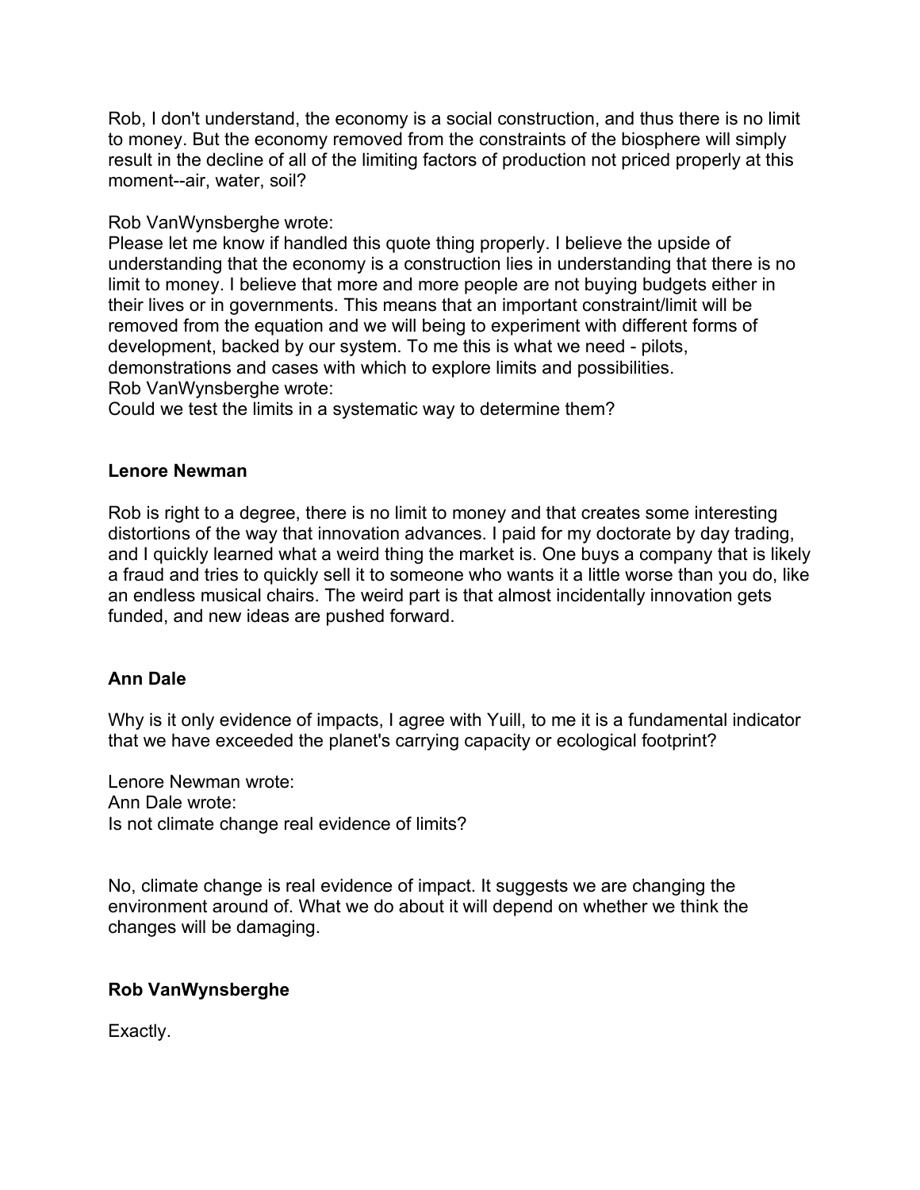Rob, I don't understand, the economy is a social construction, and thus there is no limit to money. But the economy removed from the constraints of the biosphere will simply result in the decline of all of the limiting factors of production not priced properly at this moment--air, water, soil?

Rob VanWynsberghe wrote:
Please let me know if handled this quote thing properly. I believe the upside of understanding that the economy is a construction lies in understanding that there is no limit to money. I believe that more and more people are not buying budgets either in their lives or in governments. This means that an important constraint/limit will be removed from the equation and we will being to experiment with different forms of development, backed by our system. To me this is what we need - pilots, demonstrations and cases with which to explore limits and possibilities.
Rob VanWynsberghe wrote:
Could we test the limits in a systematic way to determine them?

**Lenore Newman**

Rob is right to a degree, there is no limit to money and that creates some interesting distortions of the way that innovation advances. I paid for my doctorate by day trading, and I quickly learned what a weird thing the market is. One buys a company that is likely a fraud and tries to quickly sell it to someone who wants it a little worse than you do, like an endless musical chairs. The weird part is that almost incidentally innovation gets funded, and new ideas are pushed forward.

**Ann Dale**

Why is it only evidence of impacts, I agree with Yuill, to me it is a fundamental indicator that we have exceeded the planet's carrying capacity or ecological footprint?

Lenore Newman wrote:
Ann Dale wrote:
Is not climate change real evidence of limits?

No, climate change is real evidence of impact. It suggests we are changing the environment around of. What we do about it will depend on whether we think the changes will be damaging.

**Rob VanWynsberghe**

Exactly.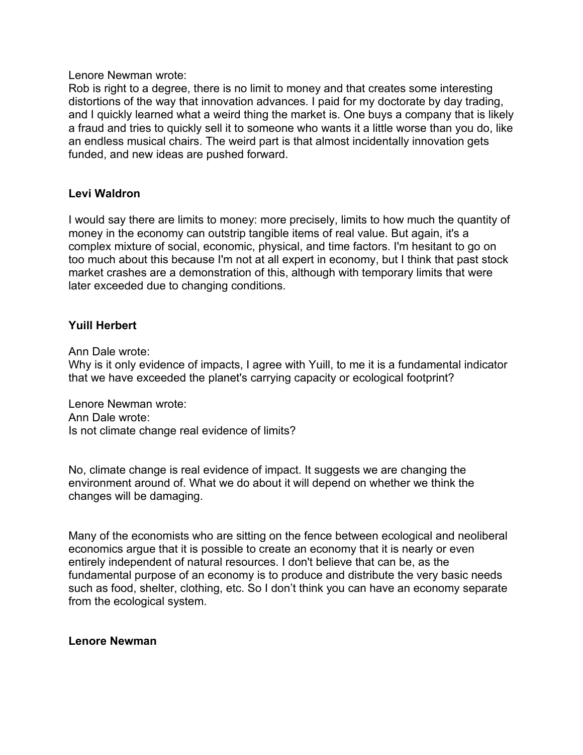Lenore Newman wrote:
Rob is right to a degree, there is no limit to money and that creates some interesting distortions of the way that innovation advances. I paid for my doctorate by day trading, and I quickly learned what a weird thing the market is. One buys a company that is likely a fraud and tries to quickly sell it to someone who wants it a little worse than you do, like an endless musical chairs. The weird part is that almost incidentally innovation gets funded, and new ideas are pushed forward.

**Levi Waldron**

I would say there are limits to money: more precisely, limits to how much the quantity of money in the economy can outstrip tangible items of real value. But again, it's a complex mixture of social, economic, physical, and time factors. I'm hesitant to go on too much about this because I'm not at all expert in economy, but I think that past stock market crashes are a demonstration of this, although with temporary limits that were later exceeded due to changing conditions.

**Yuill Herbert**

Ann Dale wrote:
Why is it only evidence of impacts, I agree with Yuill, to me it is a fundamental indicator that we have exceeded the planet's carrying capacity or ecological footprint?

Lenore Newman wrote:
Ann Dale wrote:
Is not climate change real evidence of limits?

No, climate change is real evidence of impact. It suggests we are changing the environment around of. What we do about it will depend on whether we think the changes will be damaging.

Many of the economists who are sitting on the fence between ecological and neoliberal economics argue that it is possible to create an economy that it is nearly or even entirely independent of natural resources. I don't believe that can be, as the fundamental purpose of an economy is to produce and distribute the very basic needs such as food, shelter, clothing, etc. So I don't think you can have an economy separate from the ecological system.

**Lenore Newman**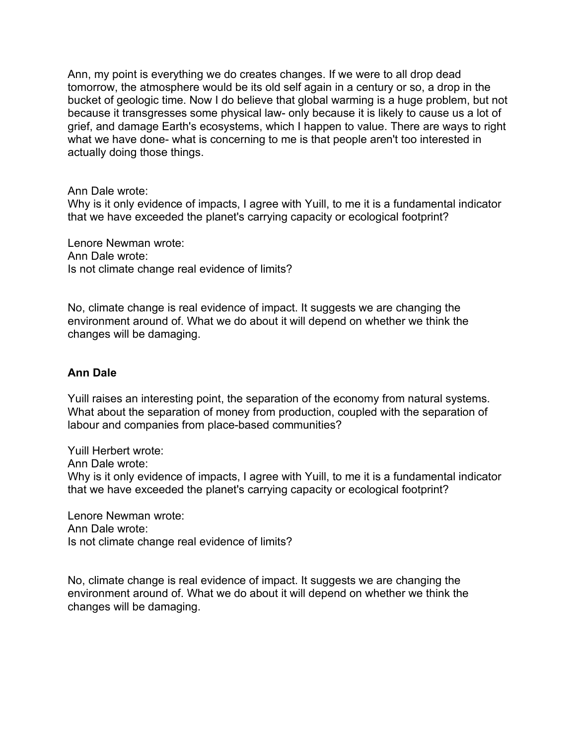Ann, my point is everything we do creates changes. If we were to all drop dead tomorrow, the atmosphere would be its old self again in a century or so, a drop in the bucket of geologic time. Now I do believe that global warming is a huge problem, but not because it transgresses some physical law- only because it is likely to cause us a lot of grief, and damage Earth's ecosystems, which I happen to value. There are ways to right what we have done- what is concerning to me is that people aren't too interested in actually doing those things.

Ann Dale wrote:
Why is it only evidence of impacts, I agree with Yuill, to me it is a fundamental indicator that we have exceeded the planet's carrying capacity or ecological footprint?

Lenore Newman wrote:
Ann Dale wrote:
Is not climate change real evidence of limits?

No, climate change is real evidence of impact. It suggests we are changing the environment around of. What we do about it will depend on whether we think the changes will be damaging.

**Ann Dale**

Yuill raises an interesting point, the separation of the economy from natural systems. What about the separation of money from production, coupled with the separation of labour and companies from place-based communities?

Yuill Herbert wrote:
Ann Dale wrote:
Why is it only evidence of impacts, I agree with Yuill, to me it is a fundamental indicator that we have exceeded the planet's carrying capacity or ecological footprint?

Lenore Newman wrote:
Ann Dale wrote:
Is not climate change real evidence of limits?

No, climate change is real evidence of impact. It suggests we are changing the environment around of. What we do about it will depend on whether we think the changes will be damaging.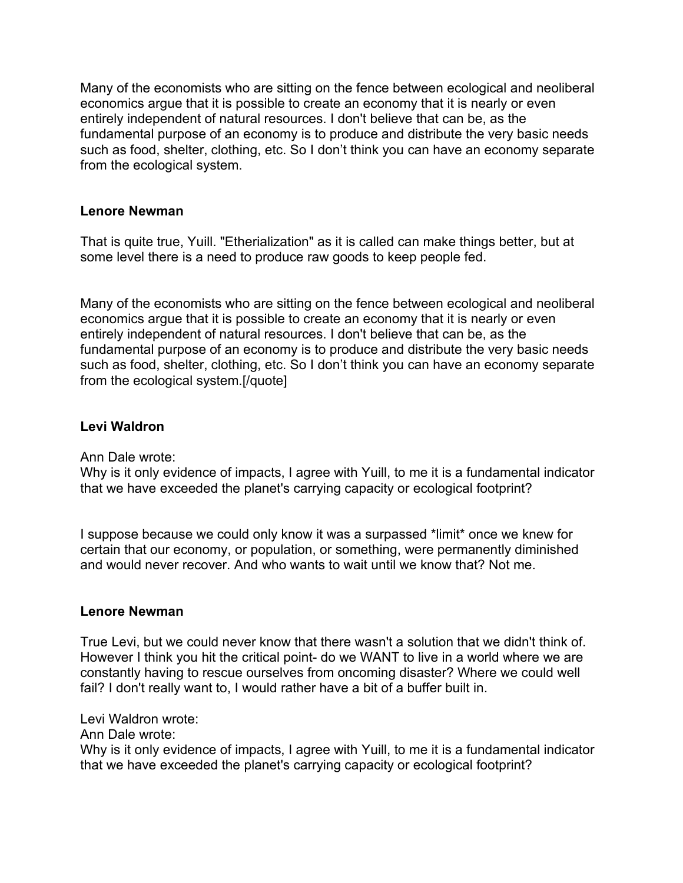Many of the economists who are sitting on the fence between ecological and neoliberal economics argue that it is possible to create an economy that it is nearly or even entirely independent of natural resources. I don't believe that can be, as the fundamental purpose of an economy is to produce and distribute the very basic needs such as food, shelter, clothing, etc. So I don't think you can have an economy separate from the ecological system.

**Lenore Newman**

That is quite true, Yuill. "Etherialization" as it is called can make things better, but at some level there is a need to produce raw goods to keep people fed.

Many of the economists who are sitting on the fence between ecological and neoliberal economics argue that it is possible to create an economy that it is nearly or even entirely independent of natural resources. I don't believe that can be, as the fundamental purpose of an economy is to produce and distribute the very basic needs such as food, shelter, clothing, etc. So I don't think you can have an economy separate from the ecological system.[/quote]

**Levi Waldron**

Ann Dale wrote:
Why is it only evidence of impacts, I agree with Yuill, to me it is a fundamental indicator that we have exceeded the planet's carrying capacity or ecological footprint?

I suppose because we could only know it was a surpassed *limit* once we knew for certain that our economy, or population, or something, were permanently diminished and would never recover. And who wants to wait until we know that? Not me.

**Lenore Newman**

True Levi, but we could never know that there wasn't a solution that we didn't think of. However I think you hit the critical point- do we WANT to live in a world where we are constantly having to rescue ourselves from oncoming disaster? Where we could well fail? I don't really want to, I would rather have a bit of a buffer built in.

Levi Waldron wrote:
Ann Dale wrote:
Why is it only evidence of impacts, I agree with Yuill, to me it is a fundamental indicator that we have exceeded the planet's carrying capacity or ecological footprint?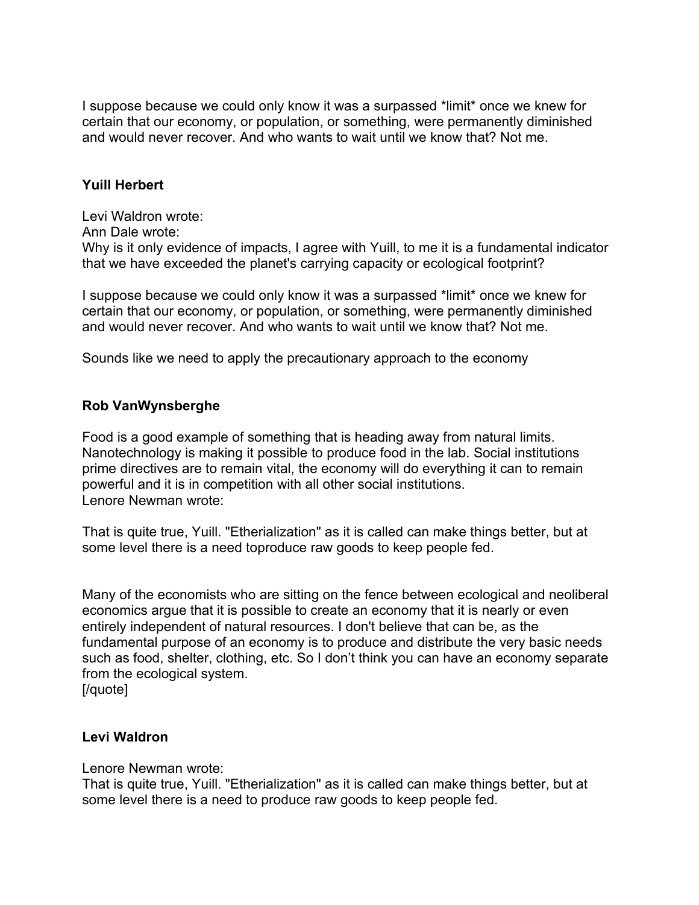I suppose because we could only know it was a surpassed *limit* once we knew for certain that our economy, or population, or something, were permanently diminished and would never recover. And who wants to wait until we know that? Not me.

**Yuill Herbert**

Levi Waldron wrote:
Ann Dale wrote:
Why is it only evidence of impacts, I agree with Yuill, to me it is a fundamental indicator that we have exceeded the planet's carrying capacity or ecological footprint?

I suppose because we could only know it was a surpassed *limit* once we knew for certain that our economy, or population, or something, were permanently diminished and would never recover. And who wants to wait until we know that? Not me.

Sounds like we need to apply the precautionary approach to the economy

**Rob VanWynsberghe**

Food is a good example of something that is heading away from natural limits. Nanotechnology is making it possible to produce food in the lab. Social institutions prime directives are to remain vital, the economy will do everything it can to remain powerful and it is in competition with all other social institutions.
Lenore Newman wrote:

That is quite true, Yuill. "Etherialization" as it is called can make things better, but at some level there is a need toproduce raw goods to keep people fed.

Many of the economists who are sitting on the fence between ecological and neoliberal economics argue that it is possible to create an economy that it is nearly or even entirely independent of natural resources. I don't believe that can be, as the fundamental purpose of an economy is to produce and distribute the very basic needs such as food, shelter, clothing, etc. So I don't think you can have an economy separate from the ecological system.
[/quote]

**Levi Waldron**

Lenore Newman wrote:
That is quite true, Yuill. "Etherialization" as it is called can make things better, but at some level there is a need to produce raw goods to keep people fed.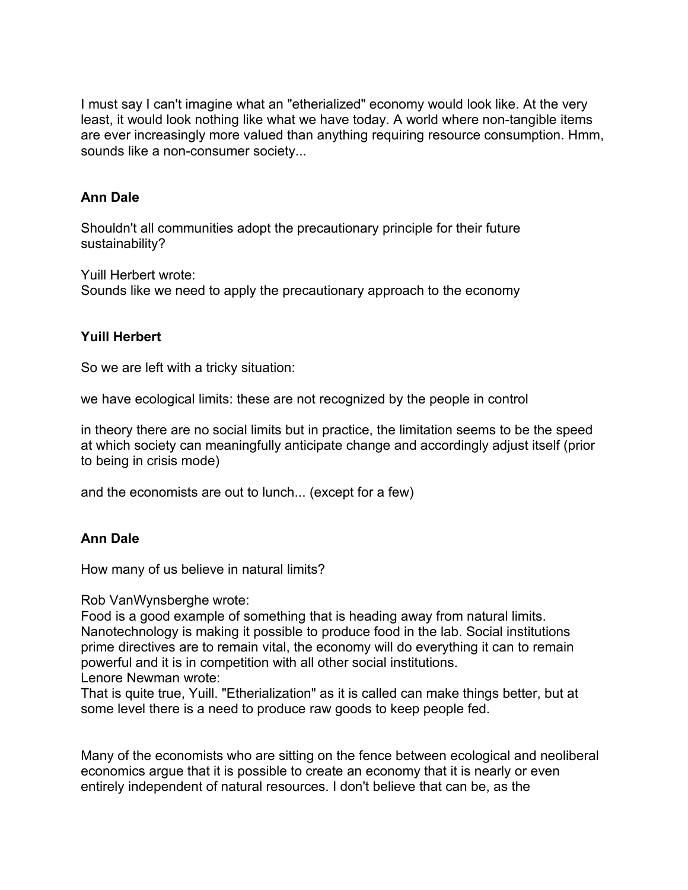I must say I can't imagine what an "etherialized" economy would look like. At the very least, it would look nothing like what we have today. A world where non-tangible items are ever increasingly more valued than anything requiring resource consumption. Hmm, sounds like a non-consumer society...

**Ann Dale**

Shouldn't all communities adopt the precautionary principle for their future sustainability?

Yuill Herbert wrote:
Sounds like we need to apply the precautionary approach to the economy

**Yuill Herbert**

So we are left with a tricky situation:

we have ecological limits: these are not recognized by the people in control

in theory there are no social limits but in practice, the limitation seems to be the speed at which society can meaningfully anticipate change and accordingly adjust itself (prior to being in crisis mode)

and the economists are out to lunch... (except for a few)

**Ann Dale**

How many of us believe in natural limits?

Rob VanWynsberghe wrote:
Food is a good example of something that is heading away from natural limits. Nanotechnology is making it possible to produce food in the lab. Social institutions prime directives are to remain vital, the economy will do everything it can to remain powerful and it is in competition with all other social institutions.
Lenore Newman wrote:
That is quite true, Yuill. "Etherialization" as it is called can make things better, but at some level there is a need to produce raw goods to keep people fed.

Many of the economists who are sitting on the fence between ecological and neoliberal economics argue that it is possible to create an economy that it is nearly or even entirely independent of natural resources. I don't believe that can be, as the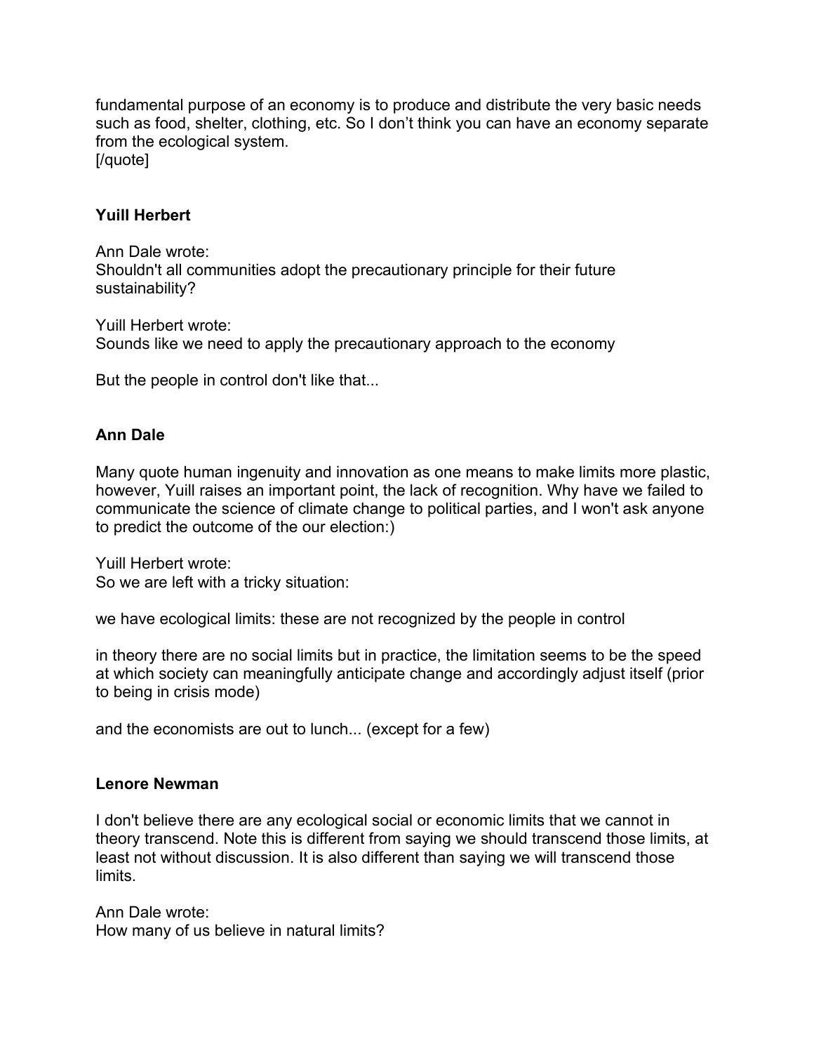fundamental purpose of an economy is to produce and distribute the very basic needs such as food, shelter, clothing, etc. So I don't think you can have an economy separate from the ecological system.
[/quote]

**Yuill Herbert**

Ann Dale wrote:
Shouldn't all communities adopt the precautionary principle for their future sustainability?

Yuill Herbert wrote:
Sounds like we need to apply the precautionary approach to the economy

But the people in control don't like that...

**Ann Dale**

Many quote human ingenuity and innovation as one means to make limits more plastic, however, Yuill raises an important point, the lack of recognition. Why have we failed to communicate the science of climate change to political parties, and I won't ask anyone to predict the outcome of the our election:)

Yuill Herbert wrote:
So we are left with a tricky situation:

we have ecological limits: these are not recognized by the people in control

in theory there are no social limits but in practice, the limitation seems to be the speed at which society can meaningfully anticipate change and accordingly adjust itself (prior to being in crisis mode)

and the economists are out to lunch... (except for a few)

**Lenore Newman**

I don't believe there are any ecological social or economic limits that we cannot in theory transcend. Note this is different from saying we should transcend those limits, at least not without discussion. It is also different than saying we will transcend those limits.

Ann Dale wrote:
How many of us believe in natural limits?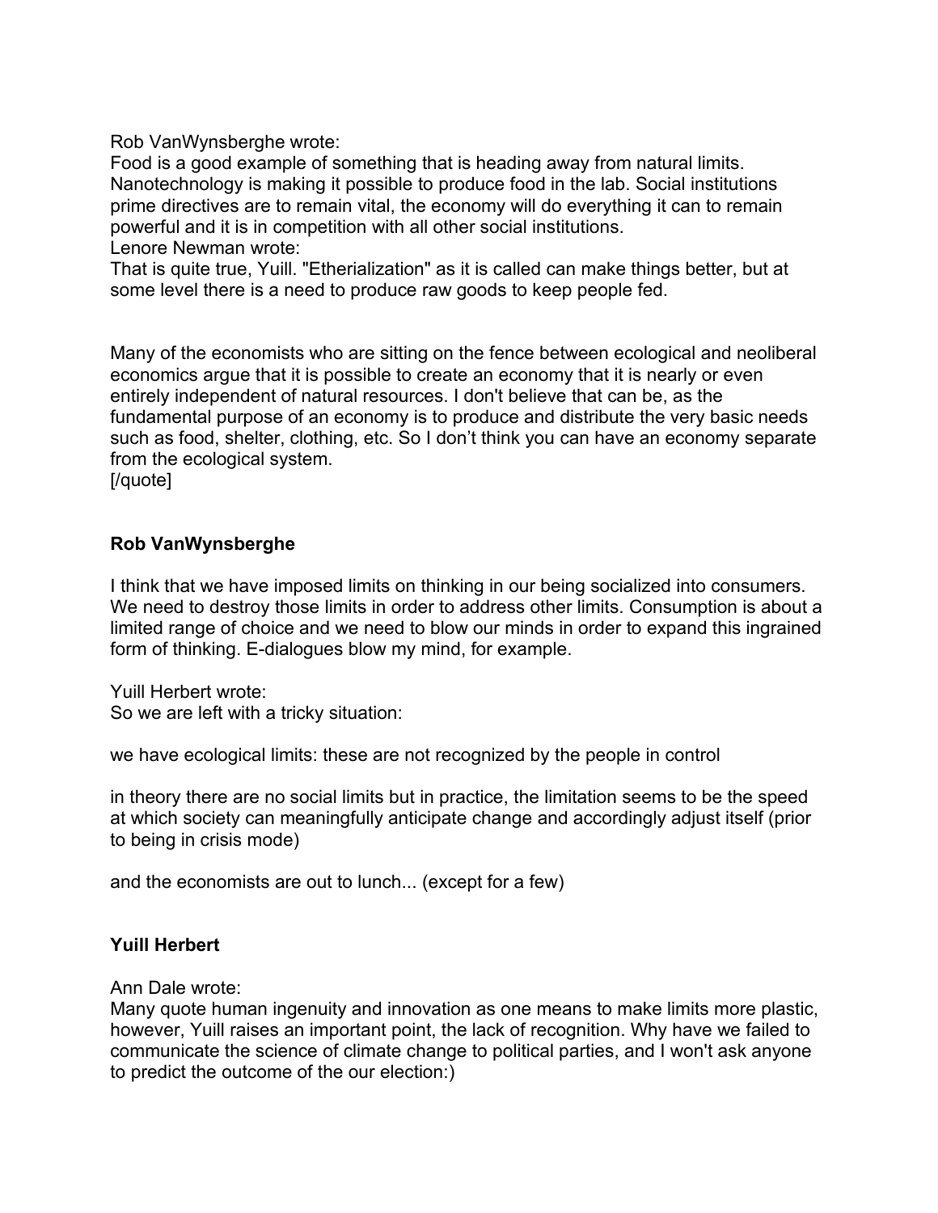Rob VanWynsberghe wrote:
Food is a good example of something that is heading away from natural limits. Nanotechnology is making it possible to produce food in the lab. Social institutions prime directives are to remain vital, the economy will do everything it can to remain powerful and it is in competition with all other social institutions.
Lenore Newman wrote:
That is quite true, Yuill. "Etherialization" as it is called can make things better, but at some level there is a need to produce raw goods to keep people fed.

Many of the economists who are sitting on the fence between ecological and neoliberal economics argue that it is possible to create an economy that it is nearly or even entirely independent of natural resources. I don't believe that can be, as the fundamental purpose of an economy is to produce and distribute the very basic needs such as food, shelter, clothing, etc. So I don't think you can have an economy separate from the ecological system.
[/quote]

**Rob VanWynsberghe**

I think that we have imposed limits on thinking in our being socialized into consumers. We need to destroy those limits in order to address other limits. Consumption is about a limited range of choice and we need to blow our minds in order to expand this ingrained form of thinking. E-dialogues blow my mind, for example.

Yuill Herbert wrote:
So we are left with a tricky situation:

we have ecological limits: these are not recognized by the people in control

in theory there are no social limits but in practice, the limitation seems to be the speed at which society can meaningfully anticipate change and accordingly adjust itself (prior to being in crisis mode)

and the economists are out to lunch... (except for a few)

**Yuill Herbert**

Ann Dale wrote:
Many quote human ingenuity and innovation as one means to make limits more plastic, however, Yuill raises an important point, the lack of recognition. Why have we failed to communicate the science of climate change to political parties, and I won't ask anyone to predict the outcome of the our election:)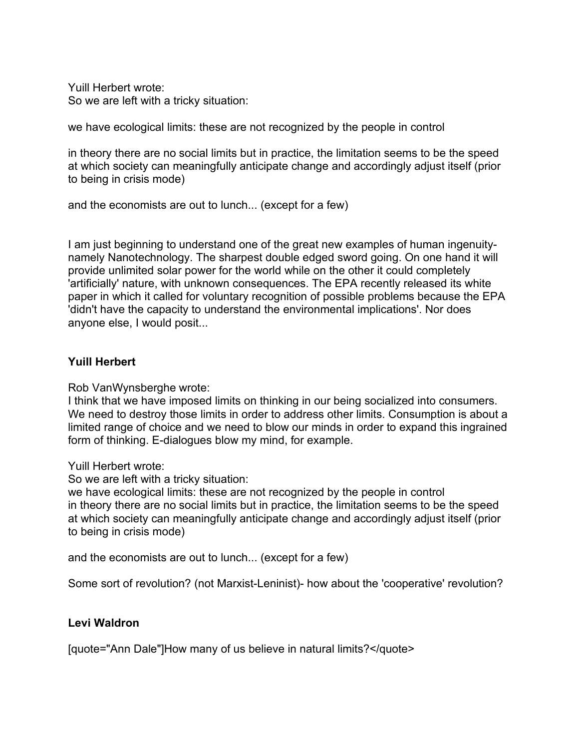Yuill Herbert wrote:
So we are left with a tricky situation:

we have ecological limits: these are not recognized by the people in control

in theory there are no social limits but in practice, the limitation seems to be the speed at which society can meaningfully anticipate change and accordingly adjust itself (prior to being in crisis mode)

and the economists are out to lunch... (except for a few)

I am just beginning to understand one of the great new examples of human ingenuity- namely Nanotechnology. The sharpest double edged sword going. On one hand it will provide unlimited solar power for the world while on the other it could completely 'artificially' nature, with unknown consequences. The EPA recently released its white paper in which it called for voluntary recognition of possible problems because the EPA 'didn't have the capacity to understand the environmental implications'. Nor does anyone else, I would posit...

**Yuill Herbert**

Rob VanWynsberghe wrote:
I think that we have imposed limits on thinking in our being socialized into consumers. We need to destroy those limits in order to address other limits. Consumption is about a limited range of choice and we need to blow our minds in order to expand this ingrained form of thinking. E-dialogues blow my mind, for example.

Yuill Herbert wrote:
So we are left with a tricky situation:
we have ecological limits: these are not recognized by the people in control
in theory there are no social limits but in practice, the limitation seems to be the speed at which society can meaningfully anticipate change and accordingly adjust itself (prior to being in crisis mode)

and the economists are out to lunch... (except for a few)

Some sort of revolution? (not Marxist-Leninist)- how about the 'cooperative' revolution?

**Levi Waldron**

[quote="Ann Dale"]How many of us believe in natural limits?</quote>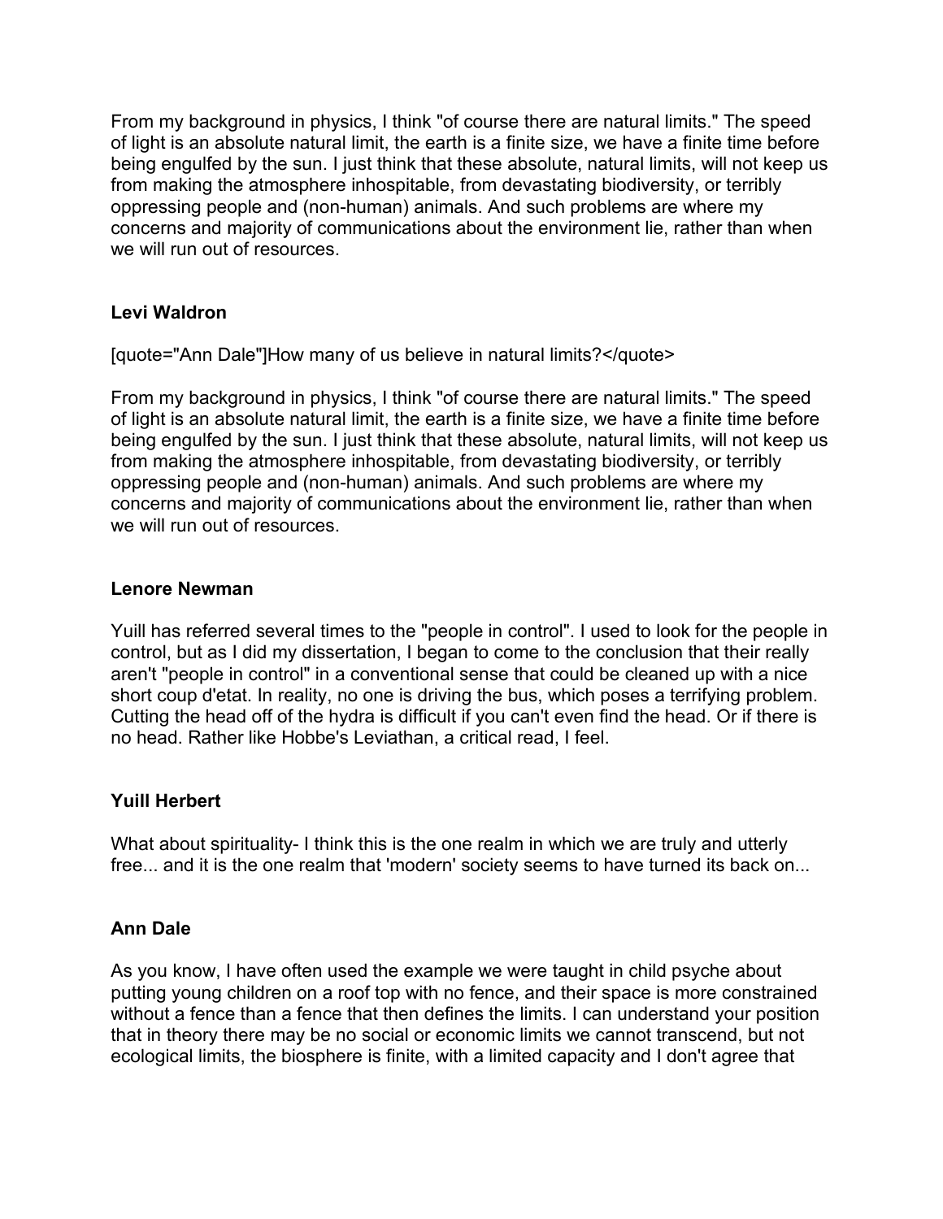From my background in physics, I think "of course there are natural limits." The speed of light is an absolute natural limit, the earth is a finite size, we have a finite time before being engulfed by the sun. I just think that these absolute, natural limits, will not keep us from making the atmosphere inhospitable, from devastating biodiversity, or terribly oppressing people and (non-human) animals. And such problems are where my concerns and majority of communications about the environment lie, rather than when we will run out of resources.

**Levi Waldron**

[quote="Ann Dale"]How many of us believe in natural limits?</quote>

From my background in physics, I think "of course there are natural limits." The speed of light is an absolute natural limit, the earth is a finite size, we have a finite time before being engulfed by the sun. I just think that these absolute, natural limits, will not keep us from making the atmosphere inhospitable, from devastating biodiversity, or terribly oppressing people and (non-human) animals. And such problems are where my concerns and majority of communications about the environment lie, rather than when we will run out of resources.

**Lenore Newman**

Yuill has referred several times to the "people in control". I used to look for the people in control, but as I did my dissertation, I began to come to the conclusion that their really aren't "people in control" in a conventional sense that could be cleaned up with a nice short coup d'etat. In reality, no one is driving the bus, which poses a terrifying problem. Cutting the head off of the hydra is difficult if you can't even find the head. Or if there is no head. Rather like Hobbe's Leviathan, a critical read, I feel.

**Yuill Herbert**

What about spirituality- I think this is the one realm in which we are truly and utterly free... and it is the one realm that 'modern' society seems to have turned its back on...

**Ann Dale**

As you know, I have often used the example we were taught in child psyche about putting young children on a roof top with no fence, and their space is more constrained without a fence than a fence that then defines the limits. I can understand your position that in theory there may be no social or economic limits we cannot transcend, but not ecological limits, the biosphere is finite, with a limited capacity and I don't agree that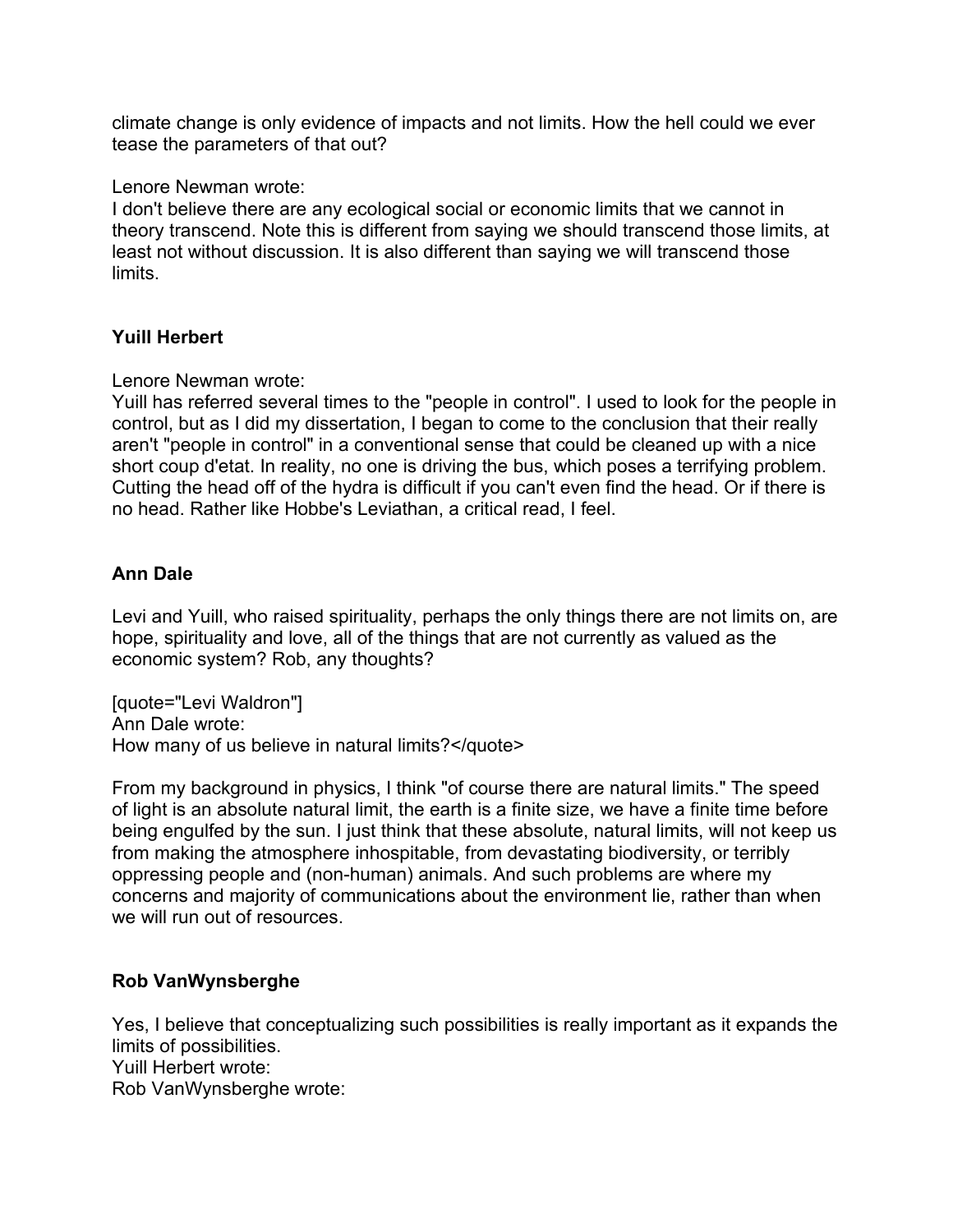climate change is only evidence of impacts and not limits. How the hell could we ever tease the parameters of that out?

Lenore Newman wrote:
I don't believe there are any ecological social or economic limits that we cannot in theory transcend. Note this is different from saying we should transcend those limits, at least not without discussion. It is also different than saying we will transcend those limits.

**Yuill Herbert**

Lenore Newman wrote:
Yuill has referred several times to the "people in control". I used to look for the people in control, but as I did my dissertation, I began to come to the conclusion that their really aren't "people in control" in a conventional sense that could be cleaned up with a nice short coup d'etat. In reality, no one is driving the bus, which poses a terrifying problem. Cutting the head off of the hydra is difficult if you can't even find the head. Or if there is no head. Rather like Hobbe's Leviathan, a critical read, I feel.

**Ann Dale**

Levi and Yuill, who raised spirituality, perhaps the only things there are not limits on, are hope, spirituality and love, all of the things that are not currently as valued as the economic system? Rob, any thoughts?

[quote="Levi Waldron"]
Ann Dale wrote:
How many of us believe in natural limits?</quote>

From my background in physics, I think "of course there are natural limits." The speed of light is an absolute natural limit, the earth is a finite size, we have a finite time before being engulfed by the sun. I just think that these absolute, natural limits, will not keep us from making the atmosphere inhospitable, from devastating biodiversity, or terribly oppressing people and (non-human) animals. And such problems are where my concerns and majority of communications about the environment lie, rather than when we will run out of resources.

**Rob VanWynsberghe**

Yes, I believe that conceptualizing such possibilities is really important as it expands the limits of possibilities.
Yuill Herbert wrote:
Rob VanWynsberghe wrote: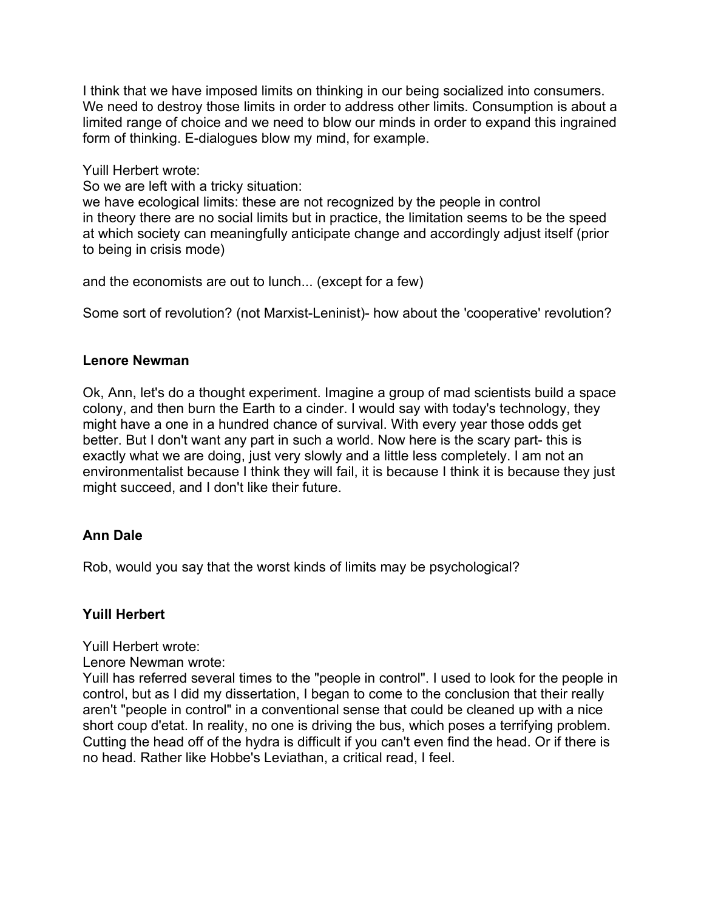I think that we have imposed limits on thinking in our being socialized into consumers. We need to destroy those limits in order to address other limits. Consumption is about a limited range of choice and we need to blow our minds in order to expand this ingrained form of thinking. E-dialogues blow my mind, for example.

Yuill Herbert wrote:
So we are left with a tricky situation:
we have ecological limits: these are not recognized by the people in control
in theory there are no social limits but in practice, the limitation seems to be the speed at which society can meaningfully anticipate change and accordingly adjust itself (prior to being in crisis mode)

and the economists are out to lunch... (except for a few)

Some sort of revolution? (not Marxist-Leninist)- how about the 'cooperative' revolution?

**Lenore Newman**

Ok, Ann, let's do a thought experiment. Imagine a group of mad scientists build a space colony, and then burn the Earth to a cinder. I would say with today's technology, they might have a one in a hundred chance of survival. With every year those odds get better. But I don't want any part in such a world. Now here is the scary part- this is exactly what we are doing, just very slowly and a little less completely. I am not an environmentalist because I think they will fail, it is because I think it is because they just might succeed, and I don't like their future.

**Ann Dale**

Rob, would you say that the worst kinds of limits may be psychological?

**Yuill Herbert**

Yuill Herbert wrote:
Lenore Newman wrote:
Yuill has referred several times to the "people in control". I used to look for the people in control, but as I did my dissertation, I began to come to the conclusion that their really aren't "people in control" in a conventional sense that could be cleaned up with a nice short coup d'etat. In reality, no one is driving the bus, which poses a terrifying problem. Cutting the head off of the hydra is difficult if you can't even find the head. Or if there is no head. Rather like Hobbe's Leviathan, a critical read, I feel.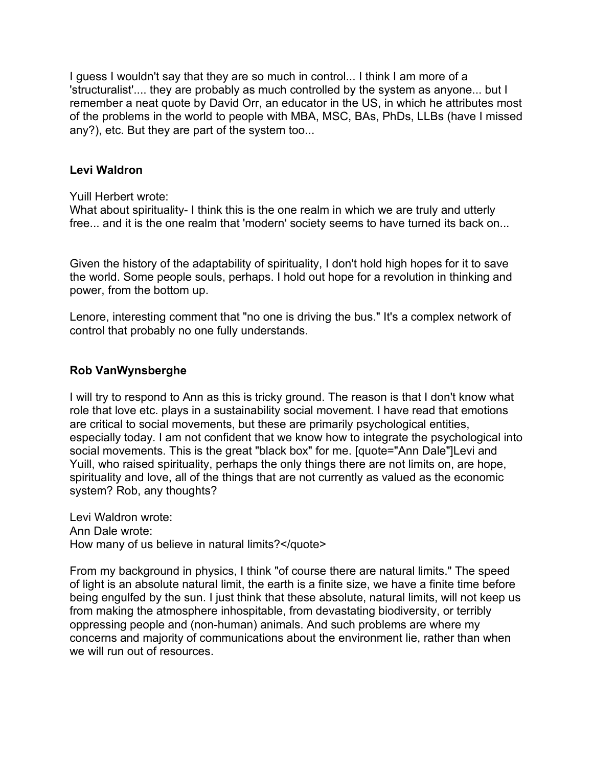I guess I wouldn't say that they are so much in control... I think I am more of a 'structuralist'.... they are probably as much controlled by the system as anyone... but I remember a neat quote by David Orr, an educator in the US, in which he attributes most of the problems in the world to people with MBA, MSC, BAs, PhDs, LLBs (have I missed any?), etc. But they are part of the system too...

**Levi Waldron**

Yuill Herbert wrote:
What about spirituality- I think this is the one realm in which we are truly and utterly free... and it is the one realm that 'modern' society seems to have turned its back on...

Given the history of the adaptability of spirituality, I don't hold high hopes for it to save the world. Some people souls, perhaps. I hold out hope for a revolution in thinking and power, from the bottom up.

Lenore, interesting comment that "no one is driving the bus." It's a complex network of control that probably no one fully understands.

**Rob VanWynsberghe**

I will try to respond to Ann as this is tricky ground. The reason is that I don't know what role that love etc. plays in a sustainability social movement. I have read that emotions are critical to social movements, but these are primarily psychological entities, especially today. I am not confident that we know how to integrate the psychological into social movements. This is the great "black box" for me. [quote="Ann Dale"]Levi and Yuill, who raised spirituality, perhaps the only things there are not limits on, are hope, spirituality and love, all of the things that are not currently as valued as the economic system? Rob, any thoughts?

Levi Waldron wrote:
Ann Dale wrote:
How many of us believe in natural limits?</quote>

From my background in physics, I think "of course there are natural limits." The speed of light is an absolute natural limit, the earth is a finite size, we have a finite time before being engulfed by the sun. I just think that these absolute, natural limits, will not keep us from making the atmosphere inhospitable, from devastating biodiversity, or terribly oppressing people and (non-human) animals. And such problems are where my concerns and majority of communications about the environment lie, rather than when we will run out of resources.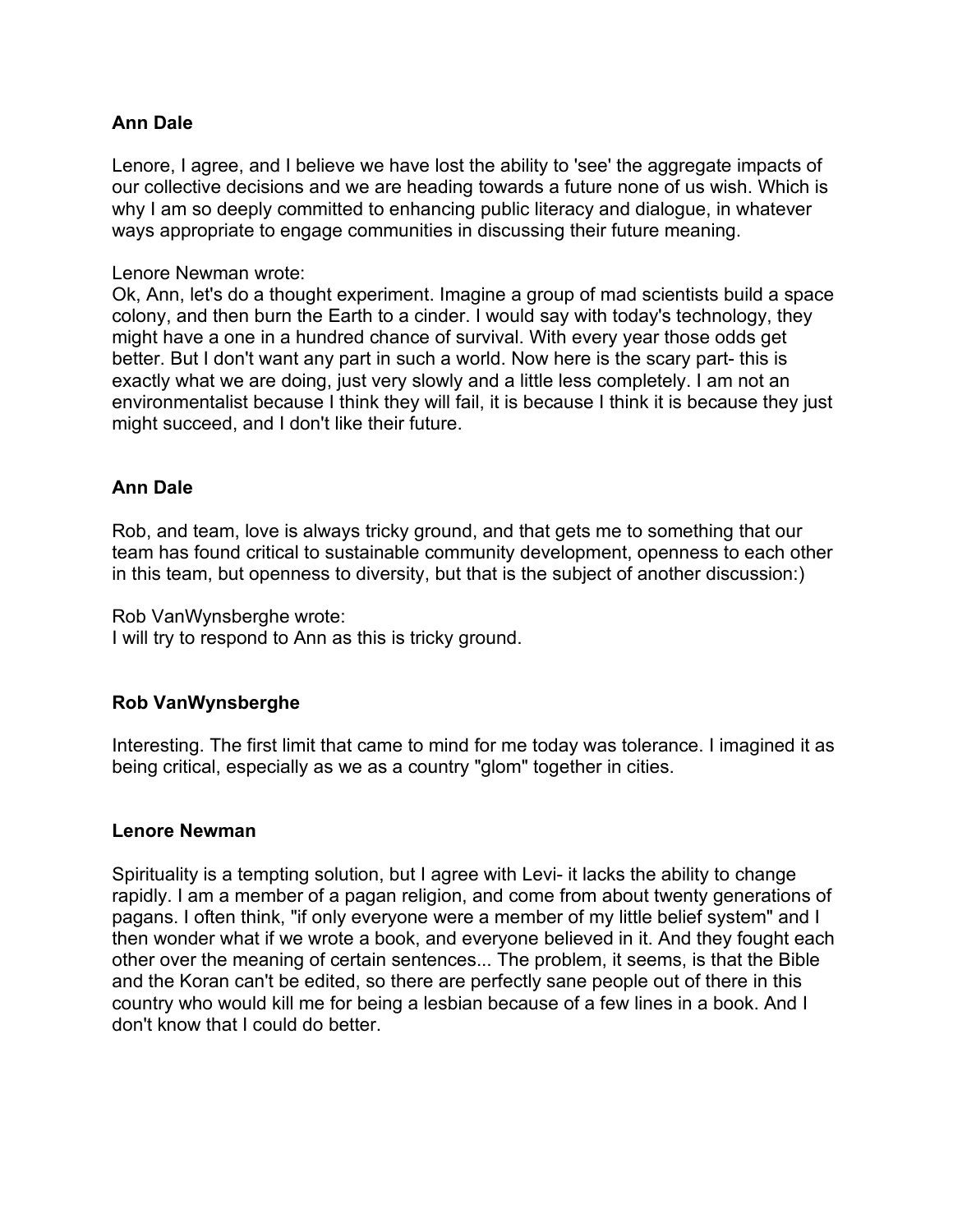**Ann Dale**

Lenore, I agree, and I believe we have lost the ability to 'see' the aggregate impacts of our collective decisions and we are heading towards a future none of us wish. Which is why I am so deeply committed to enhancing public literacy and dialogue, in whatever ways appropriate to engage communities in discussing their future meaning.

Lenore Newman wrote:
Ok, Ann, let's do a thought experiment. Imagine a group of mad scientists build a space colony, and then burn the Earth to a cinder. I would say with today's technology, they might have a one in a hundred chance of survival. With every year those odds get better. But I don't want any part in such a world. Now here is the scary part- this is exactly what we are doing, just very slowly and a little less completely. I am not an environmentalist because I think they will fail, it is because I think it is because they just might succeed, and I don't like their future.

**Ann Dale**

Rob, and team, love is always tricky ground, and that gets me to something that our team has found critical to sustainable community development, openness to each other in this team, but openness to diversity, but that is the subject of another discussion:)

Rob VanWynsberghe wrote:
I will try to respond to Ann as this is tricky ground.

**Rob VanWynsberghe**

Interesting. The first limit that came to mind for me today was tolerance. I imagined it as being critical, especially as we as a country "glom" together in cities.

**Lenore Newman**

Spirituality is a tempting solution, but I agree with Levi- it lacks the ability to change rapidly. I am a member of a pagan religion, and come from about twenty generations of pagans. I often think, "if only everyone were a member of my little belief system" and I then wonder what if we wrote a book, and everyone believed in it. And they fought each other over the meaning of certain sentences... The problem, it seems, is that the Bible and the Koran can't be edited, so there are perfectly sane people out of there in this country who would kill me for being a lesbian because of a few lines in a book. And I don't know that I could do better.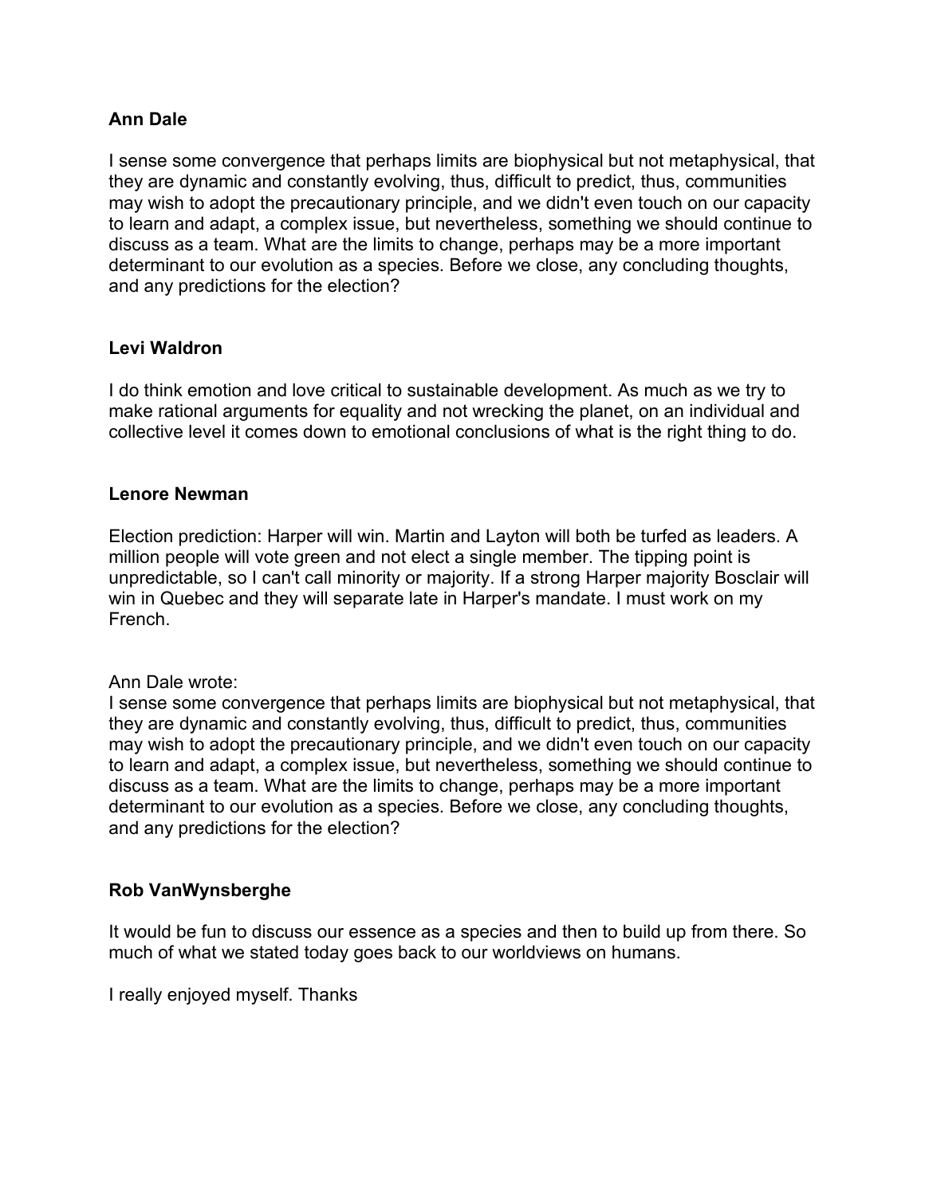**Ann Dale**

I sense some convergence that perhaps limits are biophysical but not metaphysical, that they are dynamic and constantly evolving, thus, difficult to predict, thus, communities may wish to adopt the precautionary principle, and we didn't even touch on our capacity to learn and adapt, a complex issue, but nevertheless, something we should continue to discuss as a team. What are the limits to change, perhaps may be a more important determinant to our evolution as a species. Before we close, any concluding thoughts, and any predictions for the election?

**Levi Waldron**

I do think emotion and love critical to sustainable development. As much as we try to make rational arguments for equality and not wrecking the planet, on an individual and collective level it comes down to emotional conclusions of what is the right thing to do.

**Lenore Newman**

Election prediction: Harper will win. Martin and Layton will both be turfed as leaders. A million people will vote green and not elect a single member. The tipping point is unpredictable, so I can't call minority or majority. If a strong Harper majority Bosclair will win in Quebec and they will separate late in Harper's mandate. I must work on my French.

Ann Dale wrote:
I sense some convergence that perhaps limits are biophysical but not metaphysical, that they are dynamic and constantly evolving, thus, difficult to predict, thus, communities may wish to adopt the precautionary principle, and we didn't even touch on our capacity to learn and adapt, a complex issue, but nevertheless, something we should continue to discuss as a team. What are the limits to change, perhaps may be a more important determinant to our evolution as a species. Before we close, any concluding thoughts, and any predictions for the election?

**Rob VanWynsberghe**

It would be fun to discuss our essence as a species and then to build up from there. So much of what we stated today goes back to our worldviews on humans.

I really enjoyed myself. Thanks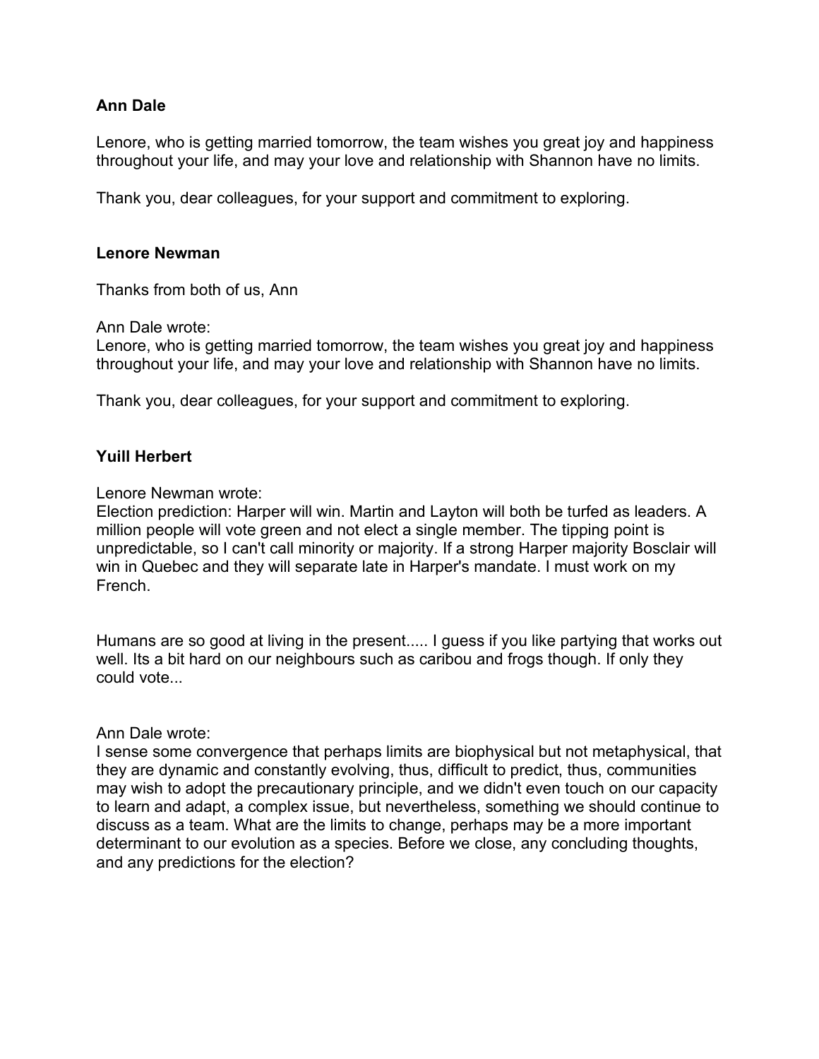**Ann Dale**

Lenore, who is getting married tomorrow, the team wishes you great joy and happiness throughout your life, and may your love and relationship with Shannon have no limits.

Thank you, dear colleagues, for your support and commitment to exploring.

**Lenore Newman**

Thanks from both of us, Ann

Ann Dale wrote:
Lenore, who is getting married tomorrow, the team wishes you great joy and happiness throughout your life, and may your love and relationship with Shannon have no limits.

Thank you, dear colleagues, for your support and commitment to exploring.

**Yuill Herbert**

Lenore Newman wrote:
Election prediction: Harper will win. Martin and Layton will both be turfed as leaders. A million people will vote green and not elect a single member. The tipping point is unpredictable, so I can't call minority or majority. If a strong Harper majority Bosclair will win in Quebec and they will separate late in Harper's mandate. I must work on my French.

Humans are so good at living in the present..... I guess if you like partying that works out well. Its a bit hard on our neighbours such as caribou and frogs though. If only they could vote...

Ann Dale wrote:
I sense some convergence that perhaps limits are biophysical but not metaphysical, that they are dynamic and constantly evolving, thus, difficult to predict, thus, communities may wish to adopt the precautionary principle, and we didn't even touch on our capacity to learn and adapt, a complex issue, but nevertheless, something we should continue to discuss as a team. What are the limits to change, perhaps may be a more important determinant to our evolution as a species. Before we close, any concluding thoughts, and any predictions for the election?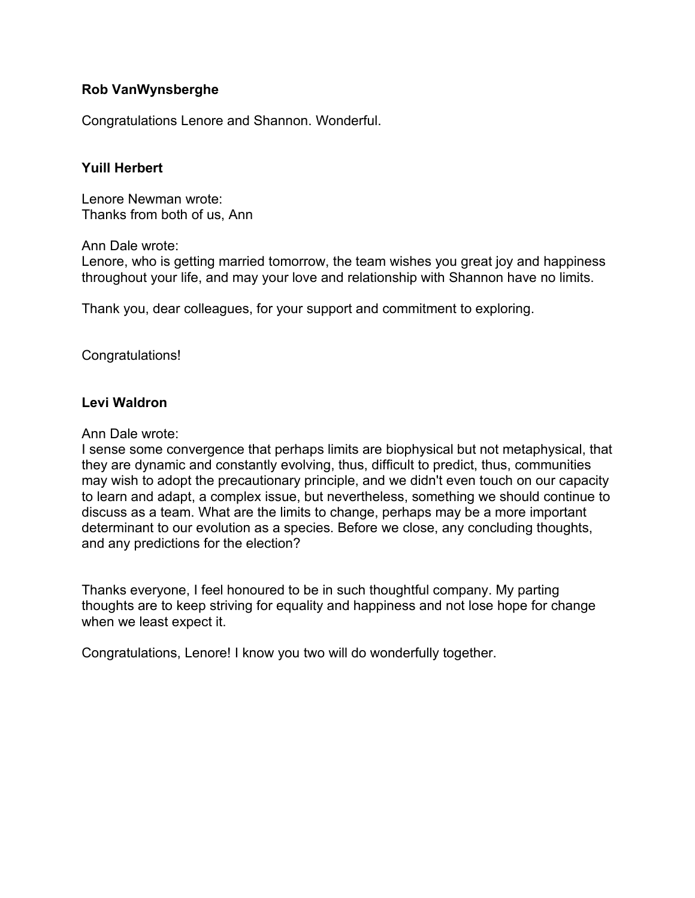**Rob VanWynsberghe**

Congratulations Lenore and Shannon. Wonderful.

**Yuill Herbert**

Lenore Newman wrote:
Thanks from both of us, Ann

Ann Dale wrote:
Lenore, who is getting married tomorrow, the team wishes you great joy and happiness throughout your life, and may your love and relationship with Shannon have no limits.

Thank you, dear colleagues, for your support and commitment to exploring.

Congratulations!

**Levi Waldron**

Ann Dale wrote:
I sense some convergence that perhaps limits are biophysical but not metaphysical, that they are dynamic and constantly evolving, thus, difficult to predict, thus, communities may wish to adopt the precautionary principle, and we didn't even touch on our capacity to learn and adapt, a complex issue, but nevertheless, something we should continue to discuss as a team. What are the limits to change, perhaps may be a more important determinant to our evolution as a species. Before we close, any concluding thoughts, and any predictions for the election?

Thanks everyone, I feel honoured to be in such thoughtful company. My parting thoughts are to keep striving for equality and happiness and not lose hope for change when we least expect it.

Congratulations, Lenore! I know you two will do wonderfully together.